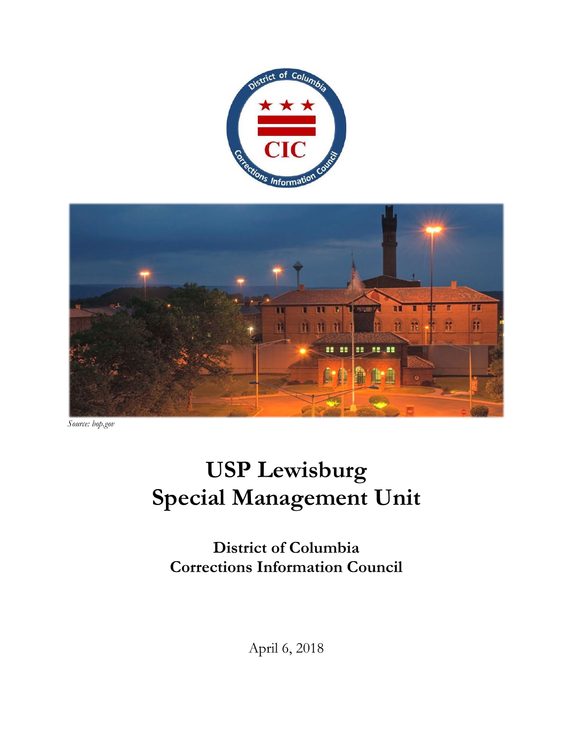*Source: bop.gov*

# USP Lewisburg Special Management Unit

## District of Columbia Corrections Information Council

April 6, 2018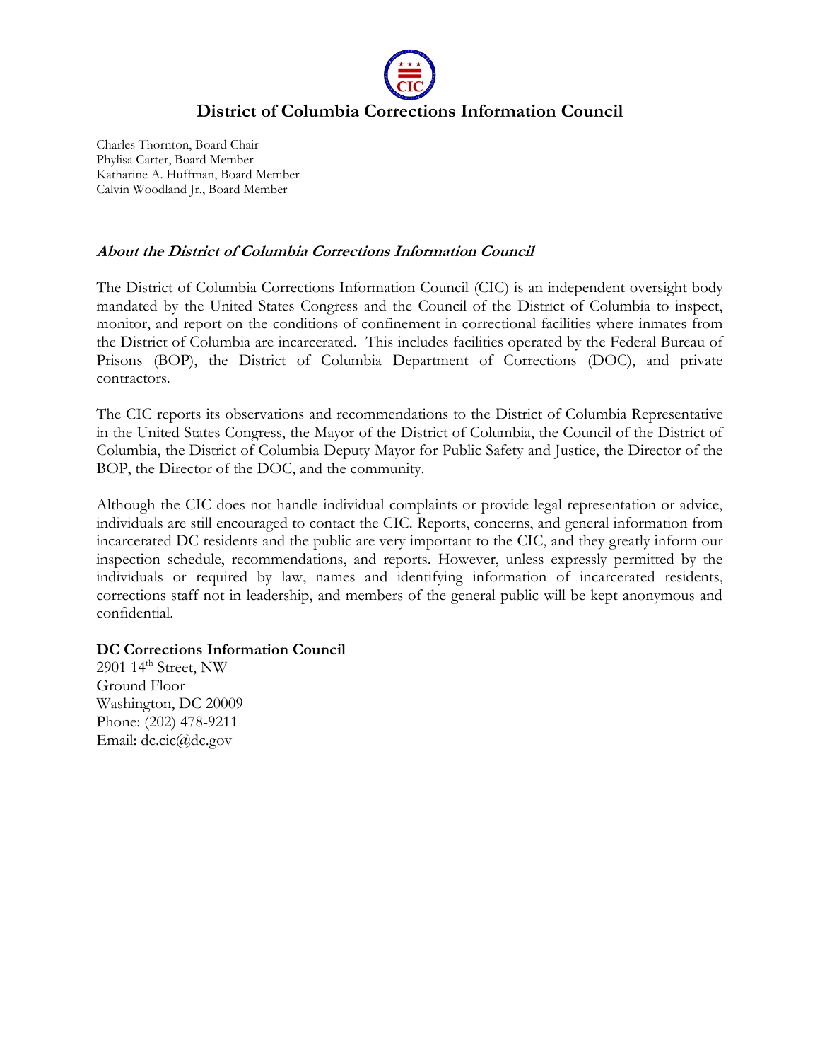# District of Columbia Corrections Information Council

Charles Thornton, Board Chair
Phylisa Carter, Board Member
Katharine A. Huffman, Board Member
Calvin Woodland Jr., Board Member

### *About the District of Columbia Corrections Information Council*

The District of Columbia Corrections Information Council (CIC) is an independent oversight body mandated by the United States Congress and the Council of the District of Columbia to inspect, monitor, and report on the conditions of confinement in correctional facilities where inmates from the District of Columbia are incarcerated. This includes facilities operated by the Federal Bureau of Prisons (BOP), the District of Columbia Department of Corrections (DOC), and private contractors.

The CIC reports its observations and recommendations to the District of Columbia Representative in the United States Congress, the Mayor of the District of Columbia, the Council of the District of Columbia, the District of Columbia Deputy Mayor for Public Safety and Justice, the Director of the BOP, the Director of the DOC, and the community.

Although the CIC does not handle individual complaints or provide legal representation or advice, individuals are still encouraged to contact the CIC. Reports, concerns, and general information from incarcerated DC residents and the public are very important to the CIC, and they greatly inform our inspection schedule, recommendations, and reports. However, unless expressly permitted by the individuals or required by law, names and identifying information of incarcerated residents, corrections staff not in leadership, and members of the general public will be kept anonymous and confidential.

**DC Corrections Information Council**
2901 14th Street, NW
Ground Floor
Washington, DC 20009
Phone: (202) 478-9211
Email: dc.cic@dc.gov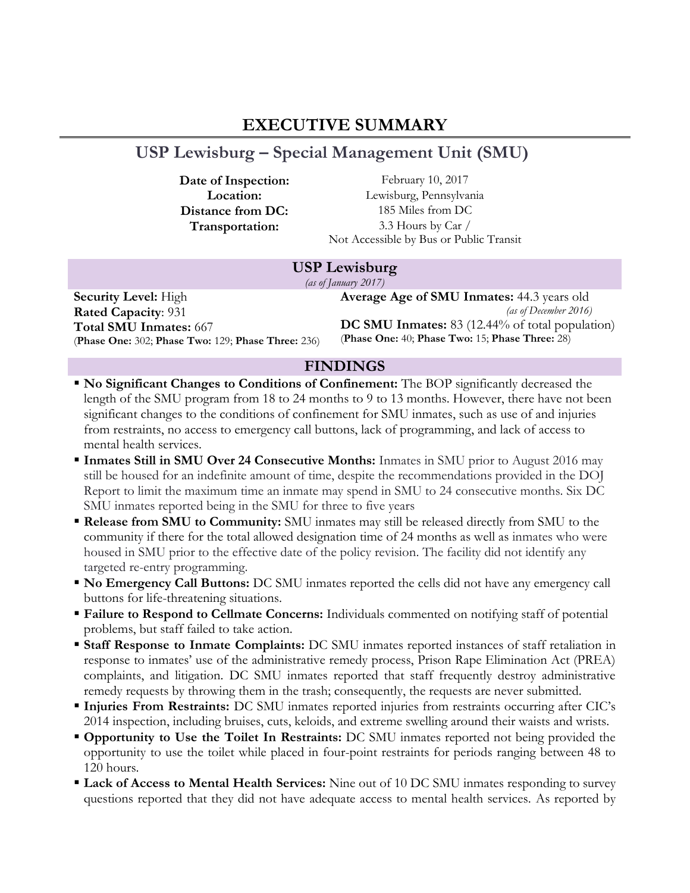# EXECUTIVE SUMMARY

## USP Lewisburg – Special Management Unit (SMU)

**Date of Inspection:** February 10, 2017
**Location:** Lewisburg, Pennsylvania
**Distance from DC:** 185 Miles from DC
**Transportation:** 3.3 Hours by Car / Not Accessible by Bus or Public Transit

### USP Lewisburg

*(as of January 2017)*

**Security Level:** High
**Rated Capacity**: 931
**Total SMU Inmates:** 667
(**Phase One:** 302; **Phase Two:** 129; **Phase Three:** 236)

**Average Age of SMU Inmates:** 44.3 years old
*(as of December 2016)*
**DC SMU Inmates:** 83 (12.44% of total population)
(**Phase One:** 40; **Phase Two:** 15; **Phase Three:** 28)

### FINDINGS

- **No Significant Changes to Conditions of Confinement:** The BOP significantly decreased the length of the SMU program from 18 to 24 months to 9 to 13 months. However, there have not been significant changes to the conditions of confinement for SMU inmates, such as use of and injuries from restraints, no access to emergency call buttons, lack of programming, and lack of access to mental health services.
- **Inmates Still in SMU Over 24 Consecutive Months:** Inmates in SMU prior to August 2016 may still be housed for an indefinite amount of time, despite the recommendations provided in the DOJ Report to limit the maximum time an inmate may spend in SMU to 24 consecutive months. Six DC SMU inmates reported being in the SMU for three to five years
- **Release from SMU to Community:** SMU inmates may still be released directly from SMU to the community if there for the total allowed designation time of 24 months as well as inmates who were housed in SMU prior to the effective date of the policy revision. The facility did not identify any targeted re-entry programming.
- **No Emergency Call Buttons:** DC SMU inmates reported the cells did not have any emergency call buttons for life-threatening situations.
- **Failure to Respond to Cellmate Concerns:** Individuals commented on notifying staff of potential problems, but staff failed to take action.
- **Staff Response to Inmate Complaints:** DC SMU inmates reported instances of staff retaliation in response to inmates' use of the administrative remedy process, Prison Rape Elimination Act (PREA) complaints, and litigation. DC SMU inmates reported that staff frequently destroy administrative remedy requests by throwing them in the trash; consequently, the requests are never submitted.
- **Injuries From Restraints:** DC SMU inmates reported injuries from restraints occurring after CIC's 2014 inspection, including bruises, cuts, keloids, and extreme swelling around their waists and wrists.
- **Opportunity to Use the Toilet In Restraints:** DC SMU inmates reported not being provided the opportunity to use the toilet while placed in four-point restraints for periods ranging between 48 to 120 hours.
- **Lack of Access to Mental Health Services:** Nine out of 10 DC SMU inmates responding to survey questions reported that they did not have adequate access to mental health services. As reported by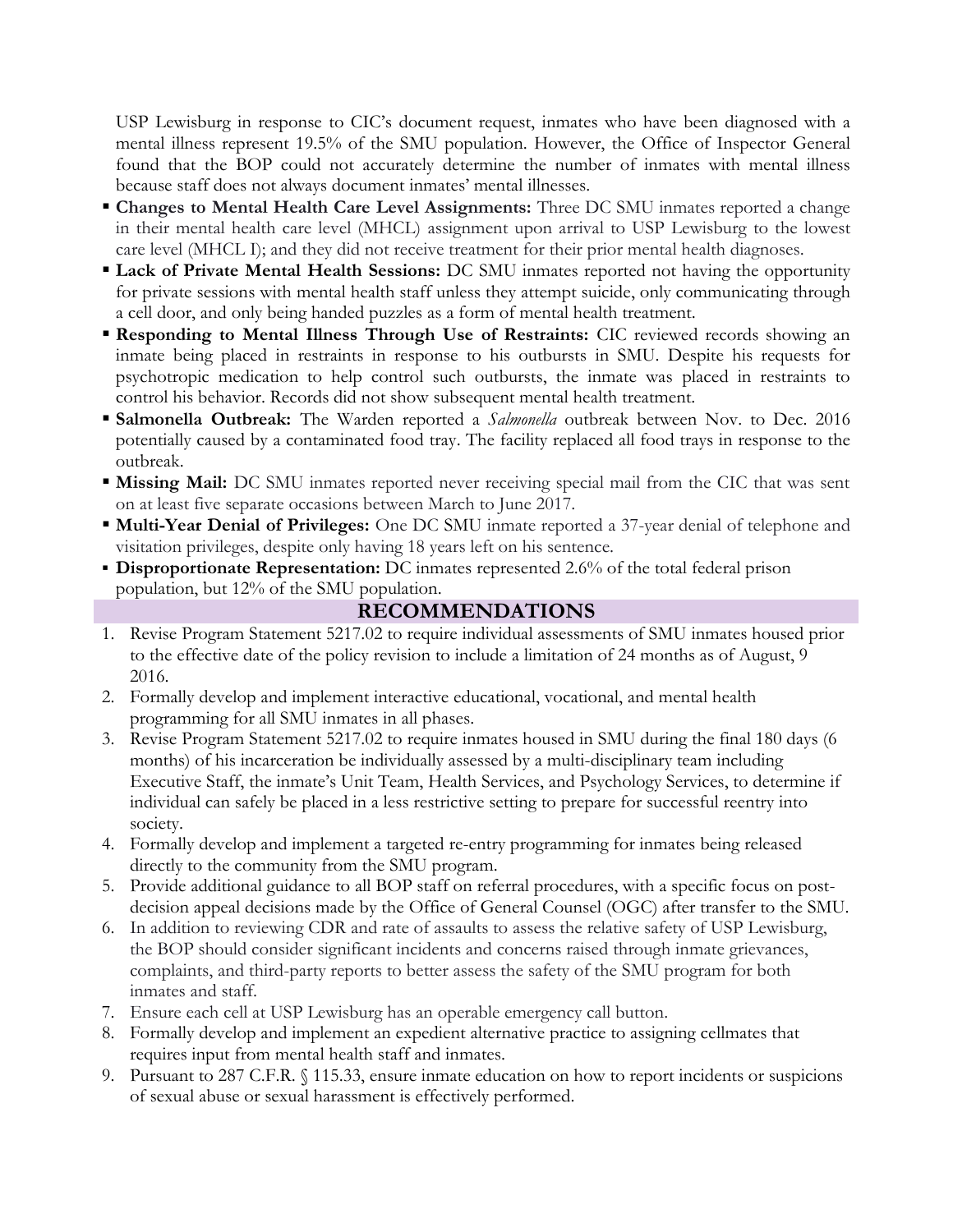USP Lewisburg in response to CIC's document request, inmates who have been diagnosed with a mental illness represent 19.5% of the SMU population. However, the Office of Inspector General found that the BOP could not accurately determine the number of inmates with mental illness because staff does not always document inmates' mental illnesses.

- **Changes to Mental Health Care Level Assignments:** Three DC SMU inmates reported a change in their mental health care level (MHCL) assignment upon arrival to USP Lewisburg to the lowest care level (MHCL I); and they did not receive treatment for their prior mental health diagnoses.
- **Lack of Private Mental Health Sessions:** DC SMU inmates reported not having the opportunity for private sessions with mental health staff unless they attempt suicide, only communicating through a cell door, and only being handed puzzles as a form of mental health treatment.
- **Responding to Mental Illness Through Use of Restraints:** CIC reviewed records showing an inmate being placed in restraints in response to his outbursts in SMU. Despite his requests for psychotropic medication to help control such outbursts, the inmate was placed in restraints to control his behavior. Records did not show subsequent mental health treatment.
- **Salmonella Outbreak:** The Warden reported a *Salmonella* outbreak between Nov. to Dec. 2016 potentially caused by a contaminated food tray. The facility replaced all food trays in response to the outbreak.
- **Missing Mail:** DC SMU inmates reported never receiving special mail from the CIC that was sent on at least five separate occasions between March to June 2017.
- **Multi-Year Denial of Privileges:** One DC SMU inmate reported a 37-year denial of telephone and visitation privileges, despite only having 18 years left on his sentence.
- **Disproportionate Representation:** DC inmates represented 2.6% of the total federal prison population, but 12% of the SMU population.

## RECOMMENDATIONS

1. Revise Program Statement 5217.02 to require individual assessments of SMU inmates housed prior to the effective date of the policy revision to include a limitation of 24 months as of August, 9 2016.
2. Formally develop and implement interactive educational, vocational, and mental health programming for all SMU inmates in all phases.
3. Revise Program Statement 5217.02 to require inmates housed in SMU during the final 180 days (6 months) of his incarceration be individually assessed by a multi-disciplinary team including Executive Staff, the inmate's Unit Team, Health Services, and Psychology Services, to determine if individual can safely be placed in a less restrictive setting to prepare for successful reentry into society.
4. Formally develop and implement a targeted re-entry programming for inmates being released directly to the community from the SMU program.
5. Provide additional guidance to all BOP staff on referral procedures, with a specific focus on post-decision appeal decisions made by the Office of General Counsel (OGC) after transfer to the SMU.
6. In addition to reviewing CDR and rate of assaults to assess the relative safety of USP Lewisburg, the BOP should consider significant incidents and concerns raised through inmate grievances, complaints, and third-party reports to better assess the safety of the SMU program for both inmates and staff.
7. Ensure each cell at USP Lewisburg has an operable emergency call button.
8. Formally develop and implement an expedient alternative practice to assigning cellmates that requires input from mental health staff and inmates.
9. Pursuant to 287 C.F.R. § 115.33, ensure inmate education on how to report incidents or suspicions of sexual abuse or sexual harassment is effectively performed.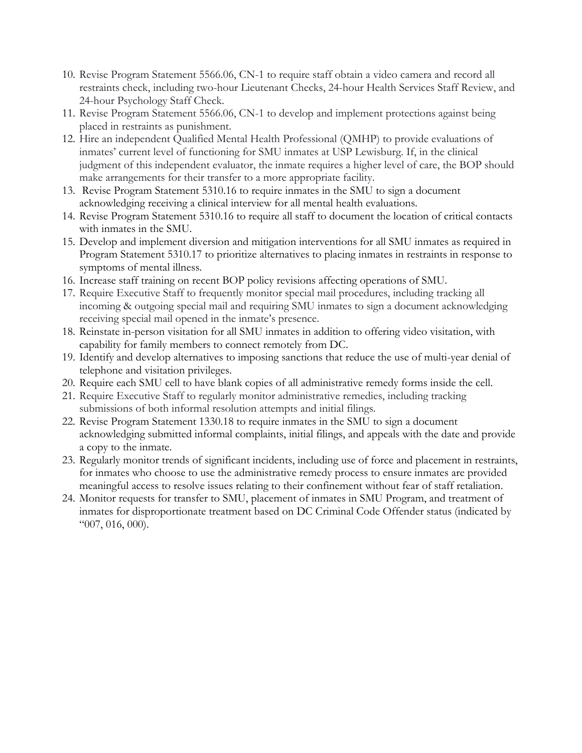10. Revise Program Statement 5566.06, CN-1 to require staff obtain a video camera and record all restraints check, including two-hour Lieutenant Checks, 24-hour Health Services Staff Review, and 24-hour Psychology Staff Check.
11. Revise Program Statement 5566.06, CN-1 to develop and implement protections against being placed in restraints as punishment.
12. Hire an independent Qualified Mental Health Professional (QMHP) to provide evaluations of inmates' current level of functioning for SMU inmates at USP Lewisburg. If, in the clinical judgment of this independent evaluator, the inmate requires a higher level of care, the BOP should make arrangements for their transfer to a more appropriate facility.
13. Revise Program Statement 5310.16 to require inmates in the SMU to sign a document acknowledging receiving a clinical interview for all mental health evaluations.
14. Revise Program Statement 5310.16 to require all staff to document the location of critical contacts with inmates in the SMU.
15. Develop and implement diversion and mitigation interventions for all SMU inmates as required in Program Statement 5310.17 to prioritize alternatives to placing inmates in restraints in response to symptoms of mental illness.
16. Increase staff training on recent BOP policy revisions affecting operations of SMU.
17. Require Executive Staff to frequently monitor special mail procedures, including tracking all incoming & outgoing special mail and requiring SMU inmates to sign a document acknowledging receiving special mail opened in the inmate's presence.
18. Reinstate in-person visitation for all SMU inmates in addition to offering video visitation, with capability for family members to connect remotely from DC.
19. Identify and develop alternatives to imposing sanctions that reduce the use of multi-year denial of telephone and visitation privileges.
20. Require each SMU cell to have blank copies of all administrative remedy forms inside the cell.
21. Require Executive Staff to regularly monitor administrative remedies, including tracking submissions of both informal resolution attempts and initial filings.
22. Revise Program Statement 1330.18 to require inmates in the SMU to sign a document acknowledging submitted informal complaints, initial filings, and appeals with the date and provide a copy to the inmate.
23. Regularly monitor trends of significant incidents, including use of force and placement in restraints, for inmates who choose to use the administrative remedy process to ensure inmates are provided meaningful access to resolve issues relating to their confinement without fear of staff retaliation.
24. Monitor requests for transfer to SMU, placement of inmates in SMU Program, and treatment of inmates for disproportionate treatment based on DC Criminal Code Offender status (indicated by "007, 016, 000).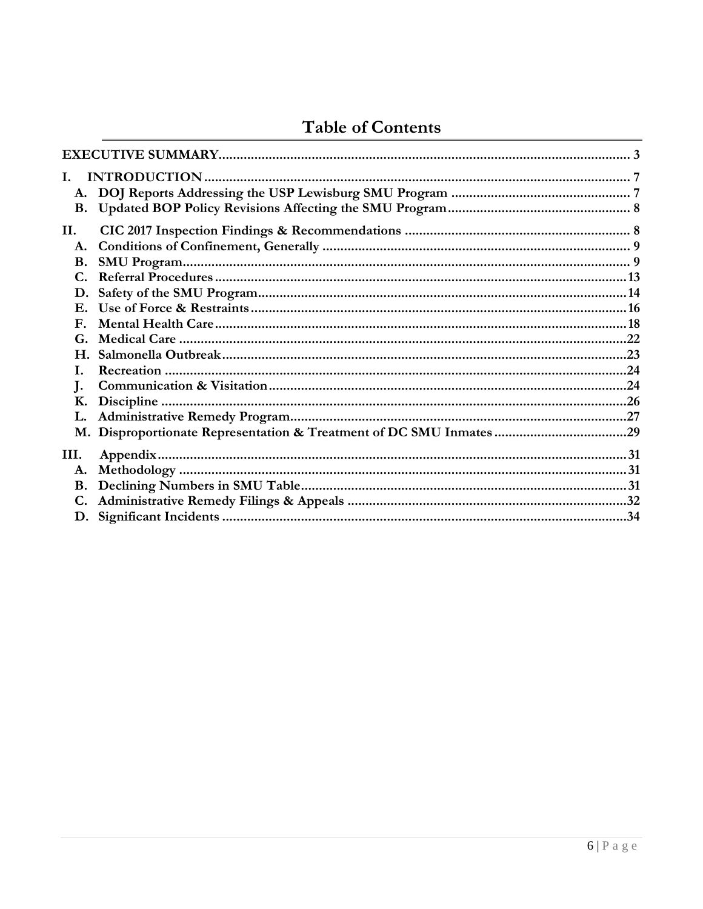# Table of Contents

EXECUTIVE SUMMARY .......... 3

I. INTRODUCTION .......... 7
- A. DOJ Reports Addressing the USP Lewisburg SMU Program .......... 7
- B. Updated BOP Policy Revisions Affecting the SMU Program .......... 8

II. CIC 2017 Inspection Findings & Recommendations .......... 8
- A. Conditions of Confinement, Generally .......... 9
- B. SMU Program .......... 9
- C. Referral Procedures .......... 13
- D. Safety of the SMU Program .......... 14
- E. Use of Force & Restraints .......... 16
- F. Mental Health Care .......... 18
- G. Medical Care .......... 22
- H. Salmonella Outbreak .......... 23
- I. Recreation .......... 24
- J. Communication & Visitation .......... 24
- K. Discipline .......... 26
- L. Administrative Remedy Program .......... 27
- M. Disproportionate Representation & Treatment of DC SMU Inmates .......... 29

III. Appendix .......... 31
- A. Methodology .......... 31
- B. Declining Numbers in SMU Table .......... 31
- C. Administrative Remedy Filings & Appeals .......... 32
- D. Significant Incidents .......... 34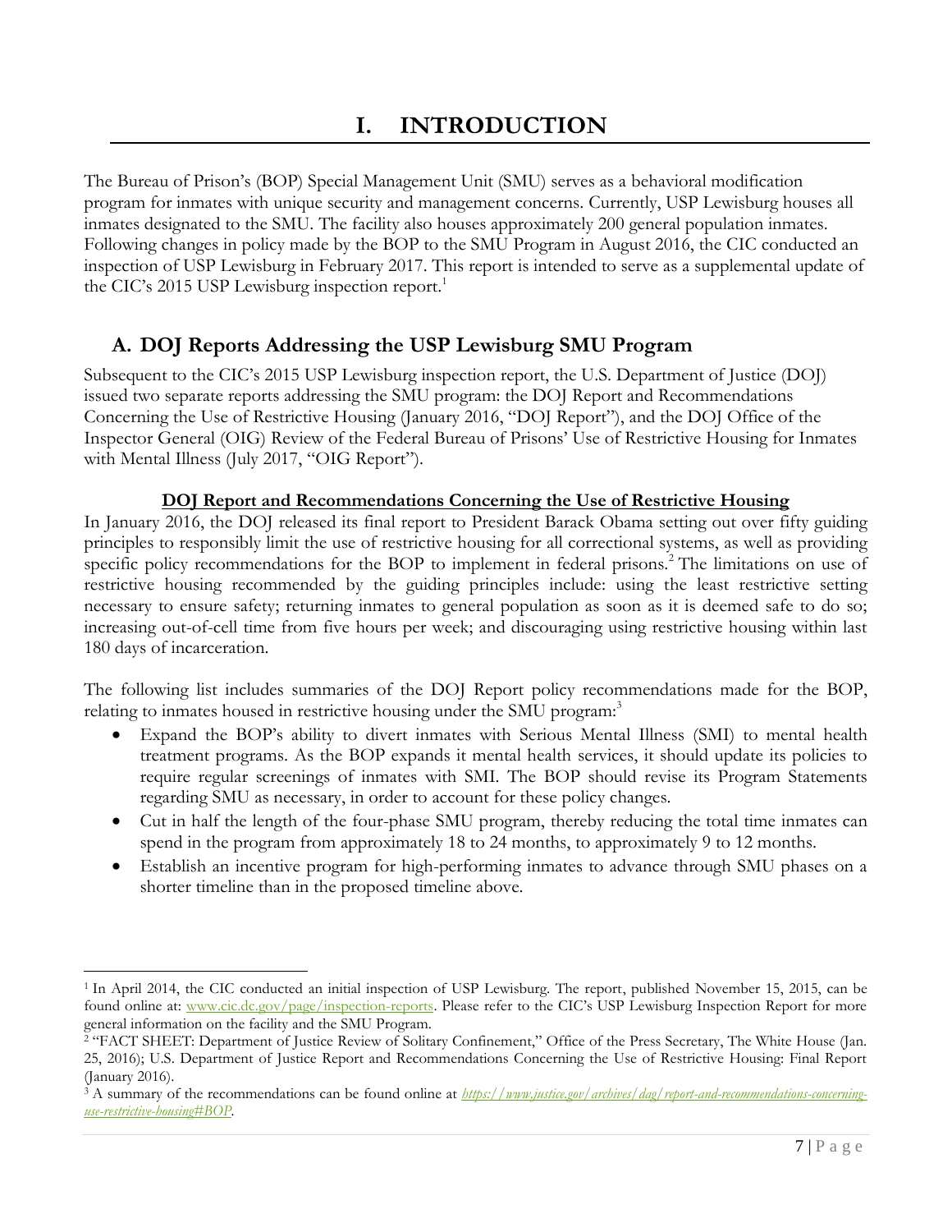# I. INTRODUCTION

The Bureau of Prison's (BOP) Special Management Unit (SMU) serves as a behavioral modification program for inmates with unique security and management concerns. Currently, USP Lewisburg houses all inmates designated to the SMU. The facility also houses approximately 200 general population inmates. Following changes in policy made by the BOP to the SMU Program in August 2016, the CIC conducted an inspection of USP Lewisburg in February 2017. This report is intended to serve as a supplemental update of the CIC's 2015 USP Lewisburg inspection report.[1]

## A. DOJ Reports Addressing the USP Lewisburg SMU Program

Subsequent to the CIC's 2015 USP Lewisburg inspection report, the U.S. Department of Justice (DOJ) issued two separate reports addressing the SMU program: the DOJ Report and Recommendations Concerning the Use of Restrictive Housing (January 2016, "DOJ Report"), and the DOJ Office of the Inspector General (OIG) Review of the Federal Bureau of Prisons' Use of Restrictive Housing for Inmates with Mental Illness (July 2017, "OIG Report").

**DOJ Report and Recommendations Concerning the Use of Restrictive Housing**

In January 2016, the DOJ released its final report to President Barack Obama setting out over fifty guiding principles to responsibly limit the use of restrictive housing for all correctional systems, as well as providing specific policy recommendations for the BOP to implement in federal prisons.[2] The limitations on use of restrictive housing recommended by the guiding principles include: using the least restrictive setting necessary to ensure safety; returning inmates to general population as soon as it is deemed safe to do so; increasing out-of-cell time from five hours per week; and discouraging using restrictive housing within last 180 days of incarceration.

The following list includes summaries of the DOJ Report policy recommendations made for the BOP, relating to inmates housed in restrictive housing under the SMU program:[3]

- Expand the BOP's ability to divert inmates with Serious Mental Illness (SMI) to mental health treatment programs. As the BOP expands it mental health services, it should update its policies to require regular screenings of inmates with SMI. The BOP should revise its Program Statements regarding SMU as necessary, in order to account for these policy changes.
- Cut in half the length of the four-phase SMU program, thereby reducing the total time inmates can spend in the program from approximately 18 to 24 months, to approximately 9 to 12 months.
- Establish an incentive program for high-performing inmates to advance through SMU phases on a shorter timeline than in the proposed timeline above.

---

[1] In April 2014, the CIC conducted an initial inspection of USP Lewisburg. The report, published November 15, 2015, can be found online at: www.cic.dc.gov/page/inspection-reports. Please refer to the CIC's USP Lewisburg Inspection Report for more general information on the facility and the SMU Program.

[2] "FACT SHEET: Department of Justice Review of Solitary Confinement," Office of the Press Secretary, The White House (Jan. 25, 2016); U.S. Department of Justice Report and Recommendations Concerning the Use of Restrictive Housing: Final Report (January 2016).

[3] A summary of the recommendations can be found online at *https://www.justice.gov/archives/dag/report-and-recommendations-concerning-use-restrictive-housing#BOP*.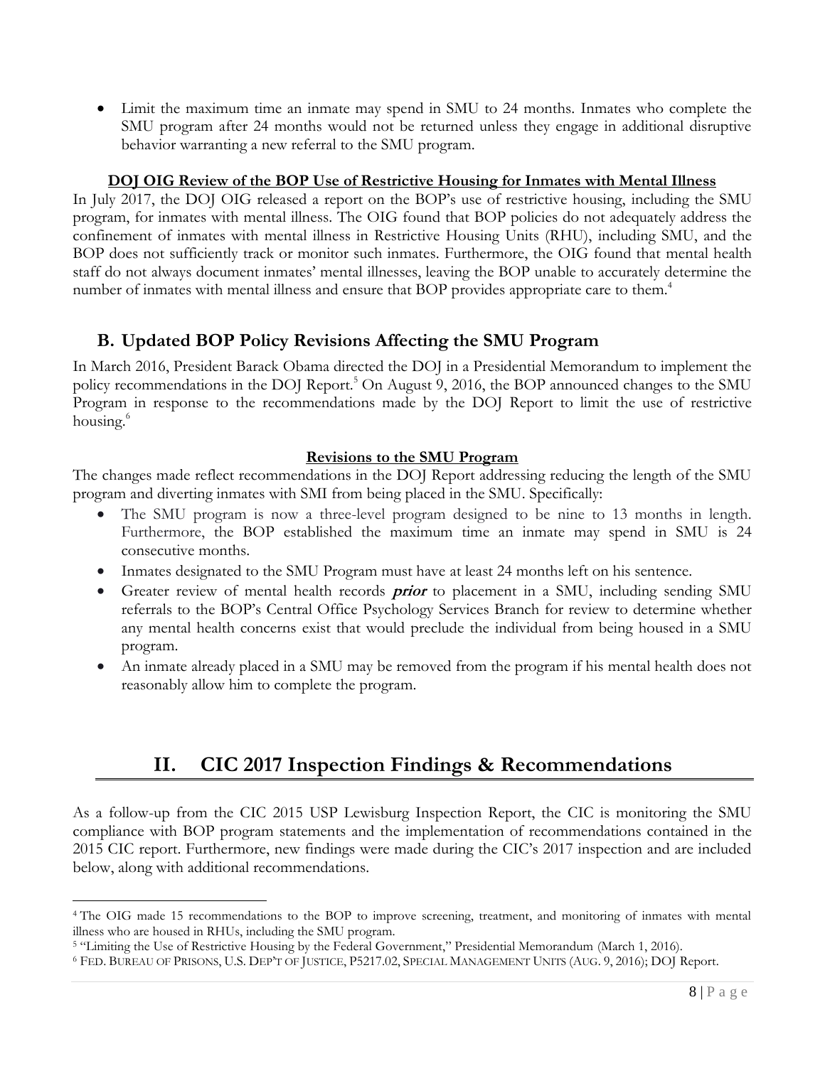- Limit the maximum time an inmate may spend in SMU to 24 months. Inmates who complete the SMU program after 24 months would not be returned unless they engage in additional disruptive behavior warranting a new referral to the SMU program.

**DOJ OIG Review of the BOP Use of Restrictive Housing for Inmates with Mental Illness**

In July 2017, the DOJ OIG released a report on the BOP's use of restrictive housing, including the SMU program, for inmates with mental illness. The OIG found that BOP policies do not adequately address the confinement of inmates with mental illness in Restrictive Housing Units (RHU), including SMU, and the BOP does not sufficiently track or monitor such inmates. Furthermore, the OIG found that mental health staff do not always document inmates' mental illnesses, leaving the BOP unable to accurately determine the number of inmates with mental illness and ensure that BOP provides appropriate care to them.[4]

## B. Updated BOP Policy Revisions Affecting the SMU Program

In March 2016, President Barack Obama directed the DOJ in a Presidential Memorandum to implement the policy recommendations in the DOJ Report.[5] On August 9, 2016, the BOP announced changes to the SMU Program in response to the recommendations made by the DOJ Report to limit the use of restrictive housing.[6]

**Revisions to the SMU Program**

The changes made reflect recommendations in the DOJ Report addressing reducing the length of the SMU program and diverting inmates with SMI from being placed in the SMU. Specifically:

- The SMU program is now a three-level program designed to be nine to 13 months in length. Furthermore, the BOP established the maximum time an inmate may spend in SMU is 24 consecutive months.
- Inmates designated to the SMU Program must have at least 24 months left on his sentence.
- Greater review of mental health records ***prior*** to placement in a SMU, including sending SMU referrals to the BOP's Central Office Psychology Services Branch for review to determine whether any mental health concerns exist that would preclude the individual from being housed in a SMU program.
- An inmate already placed in a SMU may be removed from the program if his mental health does not reasonably allow him to complete the program.

# II. CIC 2017 Inspection Findings & Recommendations

As a follow-up from the CIC 2015 USP Lewisburg Inspection Report, the CIC is monitoring the SMU compliance with BOP program statements and the implementation of recommendations contained in the 2015 CIC report. Furthermore, new findings were made during the CIC's 2017 inspection and are included below, along with additional recommendations.

---

[4] The OIG made 15 recommendations to the BOP to improve screening, treatment, and monitoring of inmates with mental illness who are housed in RHUs, including the SMU program.

[5] "Limiting the Use of Restrictive Housing by the Federal Government," Presidential Memorandum (March 1, 2016).

[6] FED. BUREAU OF PRISONS, U.S. DEP'T OF JUSTICE, P5217.02, SPECIAL MANAGEMENT UNITS (AUG. 9, 2016); DOJ Report.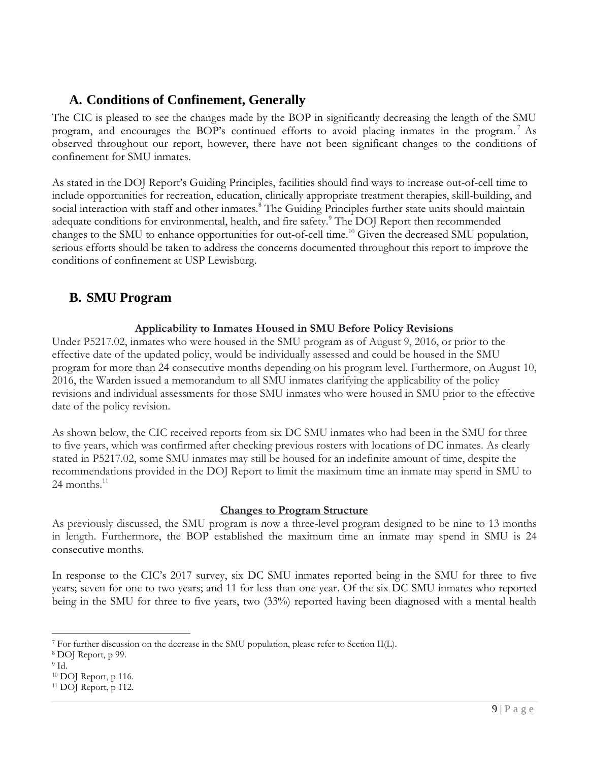## A. Conditions of Confinement, Generally

The CIC is pleased to see the changes made by the BOP in significantly decreasing the length of the SMU program, and encourages the BOP's continued efforts to avoid placing inmates in the program.[7] As observed throughout our report, however, there have not been significant changes to the conditions of confinement for SMU inmates.

As stated in the DOJ Report's Guiding Principles, facilities should find ways to increase out-of-cell time to include opportunities for recreation, education, clinically appropriate treatment therapies, skill-building, and social interaction with staff and other inmates.[8] The Guiding Principles further state units should maintain adequate conditions for environmental, health, and fire safety.[9] The DOJ Report then recommended changes to the SMU to enhance opportunities for out-of-cell time.[10] Given the decreased SMU population, serious efforts should be taken to address the concerns documented throughout this report to improve the conditions of confinement at USP Lewisburg.

## B. SMU Program

**Applicability to Inmates Housed in SMU Before Policy Revisions**

Under P5217.02, inmates who were housed in the SMU program as of August 9, 2016, or prior to the effective date of the updated policy, would be individually assessed and could be housed in the SMU program for more than 24 consecutive months depending on his program level. Furthermore, on August 10, 2016, the Warden issued a memorandum to all SMU inmates clarifying the applicability of the policy revisions and individual assessments for those SMU inmates who were housed in SMU prior to the effective date of the policy revision.

As shown below, the CIC received reports from six DC SMU inmates who had been in the SMU for three to five years, which was confirmed after checking previous rosters with locations of DC inmates. As clearly stated in P5217.02, some SMU inmates may still be housed for an indefinite amount of time, despite the recommendations provided in the DOJ Report to limit the maximum time an inmate may spend in SMU to 24 months.[11]

**Changes to Program Structure**

As previously discussed, the SMU program is now a three-level program designed to be nine to 13 months in length. Furthermore, the BOP established the maximum time an inmate may spend in SMU is 24 consecutive months.

In response to the CIC's 2017 survey, six DC SMU inmates reported being in the SMU for three to five years; seven for one to two years; and 11 for less than one year. Of the six DC SMU inmates who reported being in the SMU for three to five years, two (33%) reported having been diagnosed with a mental health

---

[7] For further discussion on the decrease in the SMU population, please refer to Section II(L).

[8] DOJ Report, p 99.

[9] Id.

[10] DOJ Report, p 116.

[11] DOJ Report, p 112.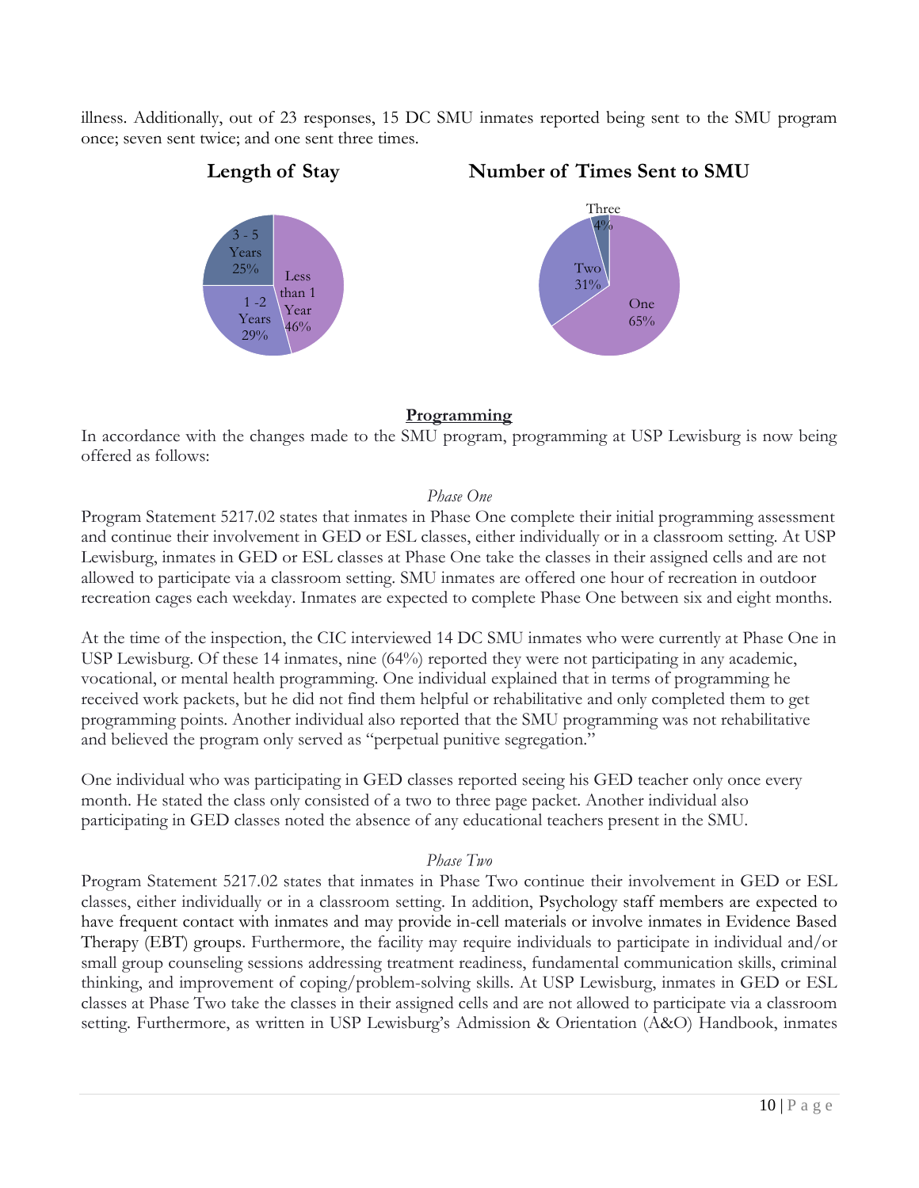illness. Additionally, out of 23 responses, 15 DC SMU inmates reported being sent to the SMU program once; seven sent twice; and one sent three times.

**Length of Stay**

- Less than 1 Year 46%
- 1 - 2 Years 29%
- 3 - 5 Years 25%

**Number of Times Sent to SMU**

- One 65%
- Two 31%
- Three 4%

## Programming

In accordance with the changes made to the SMU program, programming at USP Lewisburg is now being offered as follows:

### *Phase One*

Program Statement 5217.02 states that inmates in Phase One complete their initial programming assessment and continue their involvement in GED or ESL classes, either individually or in a classroom setting. At USP Lewisburg, inmates in GED or ESL classes at Phase One take the classes in their assigned cells and are not allowed to participate via a classroom setting. SMU inmates are offered one hour of recreation in outdoor recreation cages each weekday. Inmates are expected to complete Phase One between six and eight months.

At the time of the inspection, the CIC interviewed 14 DC SMU inmates who were currently at Phase One in USP Lewisburg. Of these 14 inmates, nine (64%) reported they were not participating in any academic, vocational, or mental health programming. One individual explained that in terms of programming he received work packets, but he did not find them helpful or rehabilitative and only completed them to get programming points. Another individual also reported that the SMU programming was not rehabilitative and believed the program only served as "perpetual punitive segregation."

One individual who was participating in GED classes reported seeing his GED teacher only once every month. He stated the class only consisted of a two to three page packet. Another individual also participating in GED classes noted the absence of any educational teachers present in the SMU.

### *Phase Two*

Program Statement 5217.02 states that inmates in Phase Two continue their involvement in GED or ESL classes, either individually or in a classroom setting. In addition, Psychology staff members are expected to have frequent contact with inmates and may provide in-cell materials or involve inmates in Evidence Based Therapy (EBT) groups. Furthermore, the facility may require individuals to participate in individual and/or small group counseling sessions addressing treatment readiness, fundamental communication skills, criminal thinking, and improvement of coping/problem-solving skills. At USP Lewisburg, inmates in GED or ESL classes at Phase Two take the classes in their assigned cells and are not allowed to participate via a classroom setting. Furthermore, as written in USP Lewisburg's Admission & Orientation (A&O) Handbook, inmates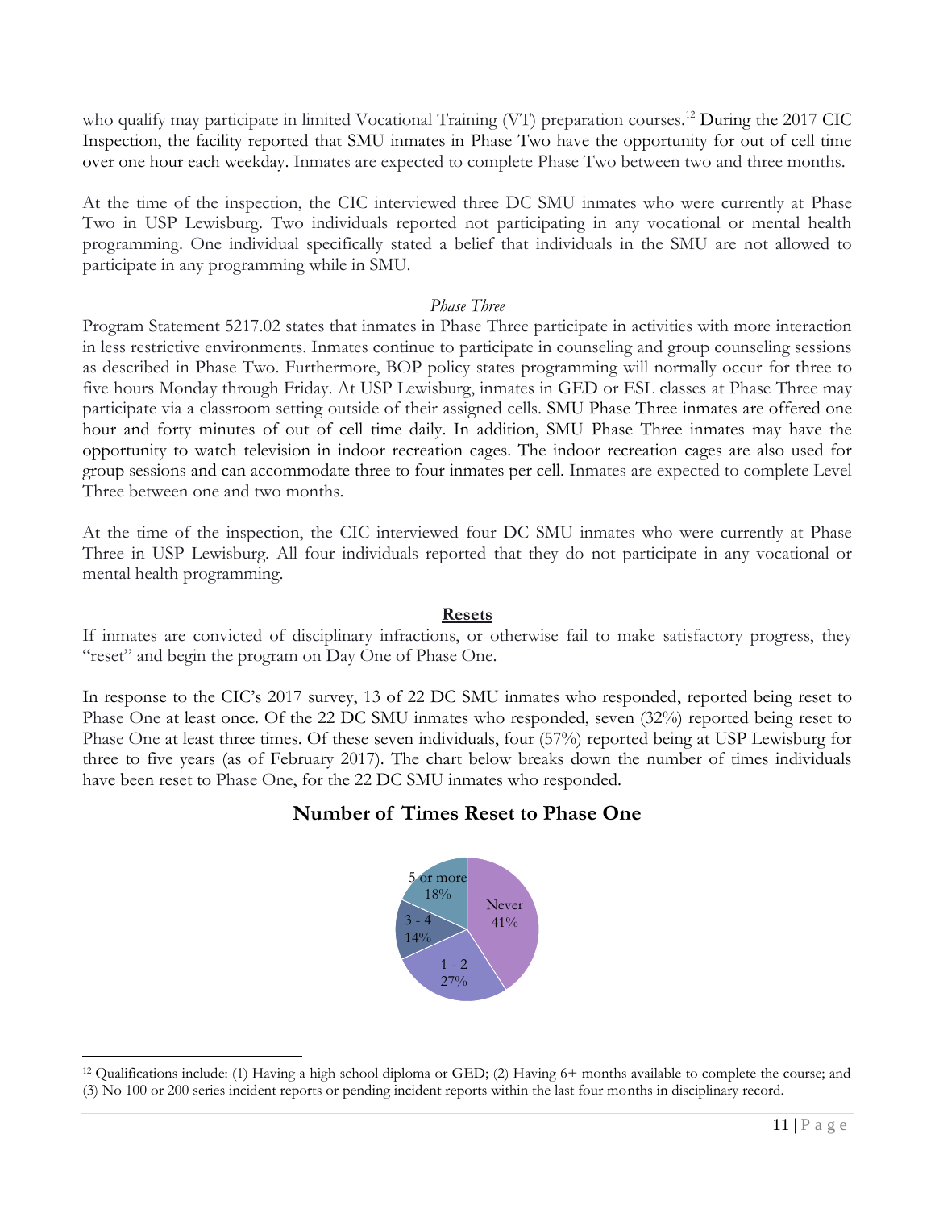who qualify may participate in limited Vocational Training (VT) preparation courses.[12] During the 2017 CIC Inspection, the facility reported that SMU inmates in Phase Two have the opportunity for out of cell time over one hour each weekday. Inmates are expected to complete Phase Two between two and three months.

At the time of the inspection, the CIC interviewed three DC SMU inmates who were currently at Phase Two in USP Lewisburg. Two individuals reported not participating in any vocational or mental health programming. One individual specifically stated a belief that individuals in the SMU are not allowed to participate in any programming while in SMU.

*Phase Three*

Program Statement 5217.02 states that inmates in Phase Three participate in activities with more interaction in less restrictive environments. Inmates continue to participate in counseling and group counseling sessions as described in Phase Two. Furthermore, BOP policy states programming will normally occur for three to five hours Monday through Friday. At USP Lewisburg, inmates in GED or ESL classes at Phase Three may participate via a classroom setting outside of their assigned cells. SMU Phase Three inmates are offered one hour and forty minutes of out of cell time daily. In addition, SMU Phase Three inmates may have the opportunity to watch television in indoor recreation cages. The indoor recreation cages are also used for group sessions and can accommodate three to four inmates per cell. Inmates are expected to complete Level Three between one and two months.

At the time of the inspection, the CIC interviewed four DC SMU inmates who were currently at Phase Three in USP Lewisburg. All four individuals reported that they do not participate in any vocational or mental health programming.

**Resets**

If inmates are convicted of disciplinary infractions, or otherwise fail to make satisfactory progress, they "reset" and begin the program on Day One of Phase One.

In response to the CIC's 2017 survey, 13 of 22 DC SMU inmates who responded, reported being reset to Phase One at least once. Of the 22 DC SMU inmates who responded, seven (32%) reported being reset to Phase One at least three times. Of these seven individuals, four (57%) reported being at USP Lewisburg for three to five years (as of February 2017). The chart below breaks down the number of times individuals have been reset to Phase One, for the 22 DC SMU inmates who responded.

**Number of Times Reset to Phase One**

| Number of Times Reset | Percentage |
|---|---|
| Never | 41% |
| 1 - 2 | 27% |
| 3 - 4 | 14% |
| 5 or more | 18% |

[12] Qualifications include: (1) Having a high school diploma or GED; (2) Having 6+ months available to complete the course; and (3) No 100 or 200 series incident reports or pending incident reports within the last four months in disciplinary record.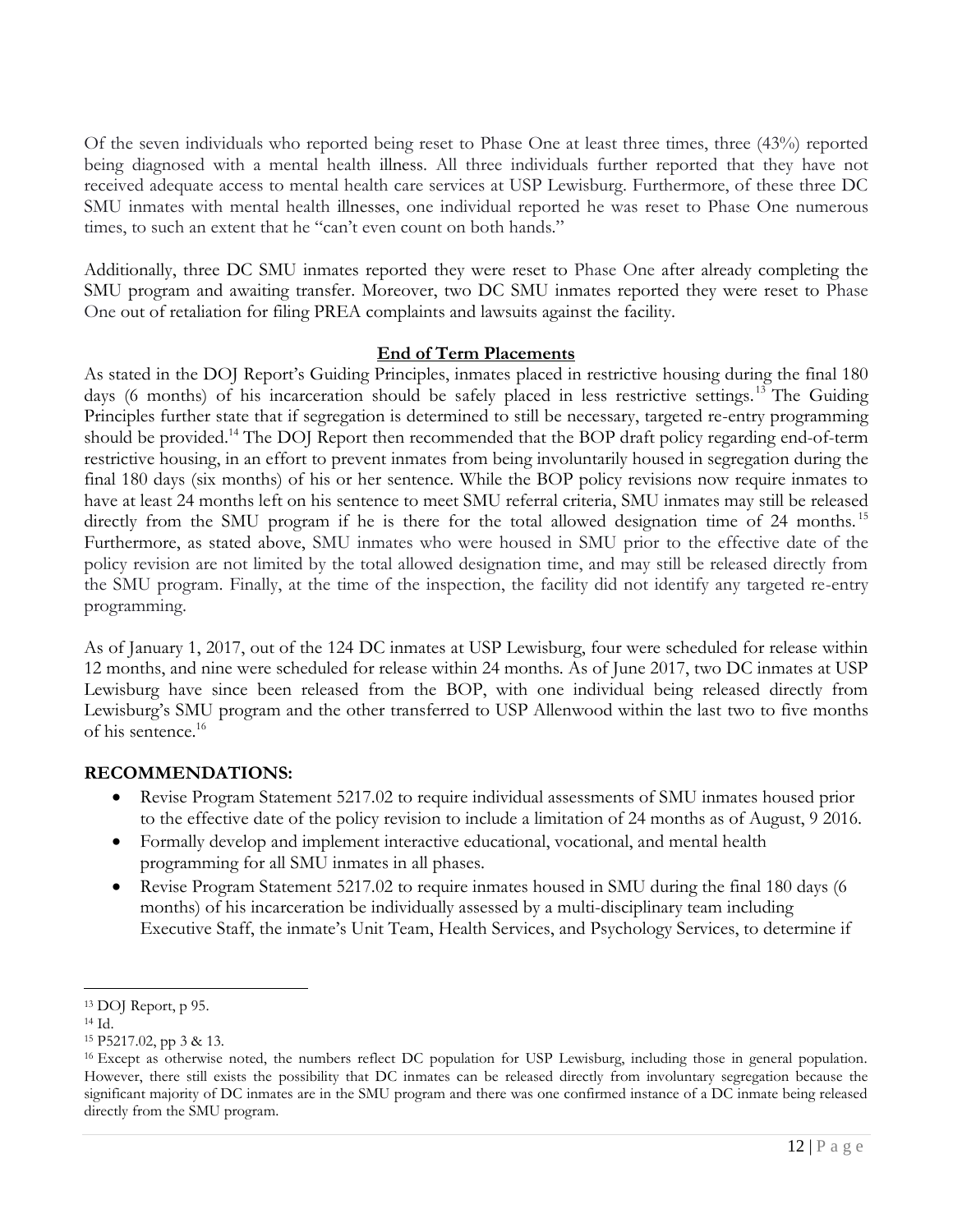Of the seven individuals who reported being reset to Phase One at least three times, three (43%) reported being diagnosed with a mental health illness. All three individuals further reported that they have not received adequate access to mental health care services at USP Lewisburg. Furthermore, of these three DC SMU inmates with mental health illnesses, one individual reported he was reset to Phase One numerous times, to such an extent that he "can't even count on both hands."

Additionally, three DC SMU inmates reported they were reset to Phase One after already completing the SMU program and awaiting transfer. Moreover, two DC SMU inmates reported they were reset to Phase One out of retaliation for filing PREA complaints and lawsuits against the facility.

**End of Term Placements**

As stated in the DOJ Report's Guiding Principles, inmates placed in restrictive housing during the final 180 days (6 months) of his incarceration should be safely placed in less restrictive settings.[13] The Guiding Principles further state that if segregation is determined to still be necessary, targeted re-entry programming should be provided.[14] The DOJ Report then recommended that the BOP draft policy regarding end-of-term restrictive housing, in an effort to prevent inmates from being involuntarily housed in segregation during the final 180 days (six months) of his or her sentence. While the BOP policy revisions now require inmates to have at least 24 months left on his sentence to meet SMU referral criteria, SMU inmates may still be released directly from the SMU program if he is there for the total allowed designation time of 24 months.[15] Furthermore, as stated above, SMU inmates who were housed in SMU prior to the effective date of the policy revision are not limited by the total allowed designation time, and may still be released directly from the SMU program. Finally, at the time of the inspection, the facility did not identify any targeted re-entry programming.

As of January 1, 2017, out of the 124 DC inmates at USP Lewisburg, four were scheduled for release within 12 months, and nine were scheduled for release within 24 months. As of June 2017, two DC inmates at USP Lewisburg have since been released from the BOP, with one individual being released directly from Lewisburg's SMU program and the other transferred to USP Allenwood within the last two to five months of his sentence.[16]

## RECOMMENDATIONS:

- Revise Program Statement 5217.02 to require individual assessments of SMU inmates housed prior to the effective date of the policy revision to include a limitation of 24 months as of August, 9 2016.
- Formally develop and implement interactive educational, vocational, and mental health programming for all SMU inmates in all phases.
- Revise Program Statement 5217.02 to require inmates housed in SMU during the final 180 days (6 months) of his incarceration be individually assessed by a multi-disciplinary team including Executive Staff, the inmate's Unit Team, Health Services, and Psychology Services, to determine if

---

[13] DOJ Report, p 95.

[14] Id.

[15] P5217.02, pp 3 & 13.

[16] Except as otherwise noted, the numbers reflect DC population for USP Lewisburg, including those in general population. However, there still exists the possibility that DC inmates can be released directly from involuntary segregation because the significant majority of DC inmates are in the SMU program and there was one confirmed instance of a DC inmate being released directly from the SMU program.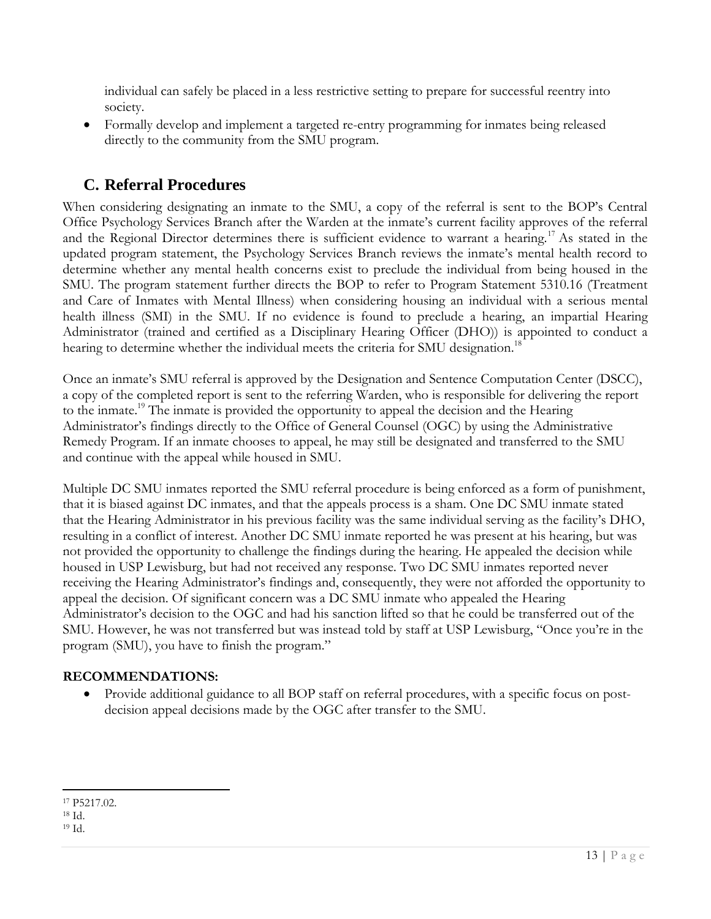individual can safely be placed in a less restrictive setting to prepare for successful reentry into society.

- Formally develop and implement a targeted re-entry programming for inmates being released directly to the community from the SMU program.

## C. Referral Procedures

When considering designating an inmate to the SMU, a copy of the referral is sent to the BOP's Central Office Psychology Services Branch after the Warden at the inmate's current facility approves of the referral and the Regional Director determines there is sufficient evidence to warrant a hearing.[17] As stated in the updated program statement, the Psychology Services Branch reviews the inmate's mental health record to determine whether any mental health concerns exist to preclude the individual from being housed in the SMU. The program statement further directs the BOP to refer to Program Statement 5310.16 (Treatment and Care of Inmates with Mental Illness) when considering housing an individual with a serious mental health illness (SMI) in the SMU. If no evidence is found to preclude a hearing, an impartial Hearing Administrator (trained and certified as a Disciplinary Hearing Officer (DHO)) is appointed to conduct a hearing to determine whether the individual meets the criteria for SMU designation.[18]

Once an inmate's SMU referral is approved by the Designation and Sentence Computation Center (DSCC), a copy of the completed report is sent to the referring Warden, who is responsible for delivering the report to the inmate.[19] The inmate is provided the opportunity to appeal the decision and the Hearing Administrator's findings directly to the Office of General Counsel (OGC) by using the Administrative Remedy Program. If an inmate chooses to appeal, he may still be designated and transferred to the SMU and continue with the appeal while housed in SMU.

Multiple DC SMU inmates reported the SMU referral procedure is being enforced as a form of punishment, that it is biased against DC inmates, and that the appeals process is a sham. One DC SMU inmate stated that the Hearing Administrator in his previous facility was the same individual serving as the facility's DHO, resulting in a conflict of interest. Another DC SMU inmate reported he was present at his hearing, but was not provided the opportunity to challenge the findings during the hearing. He appealed the decision while housed in USP Lewisburg, but had not received any response. Two DC SMU inmates reported never receiving the Hearing Administrator's findings and, consequently, they were not afforded the opportunity to appeal the decision. Of significant concern was a DC SMU inmate who appealed the Hearing Administrator's decision to the OGC and had his sanction lifted so that he could be transferred out of the SMU. However, he was not transferred but was instead told by staff at USP Lewisburg, "Once you're in the program (SMU), you have to finish the program."

**RECOMMENDATIONS:**

- Provide additional guidance to all BOP staff on referral procedures, with a specific focus on post-decision appeal decisions made by the OGC after transfer to the SMU.

---

[17] P5217.02.

[18] Id.

[19] Id.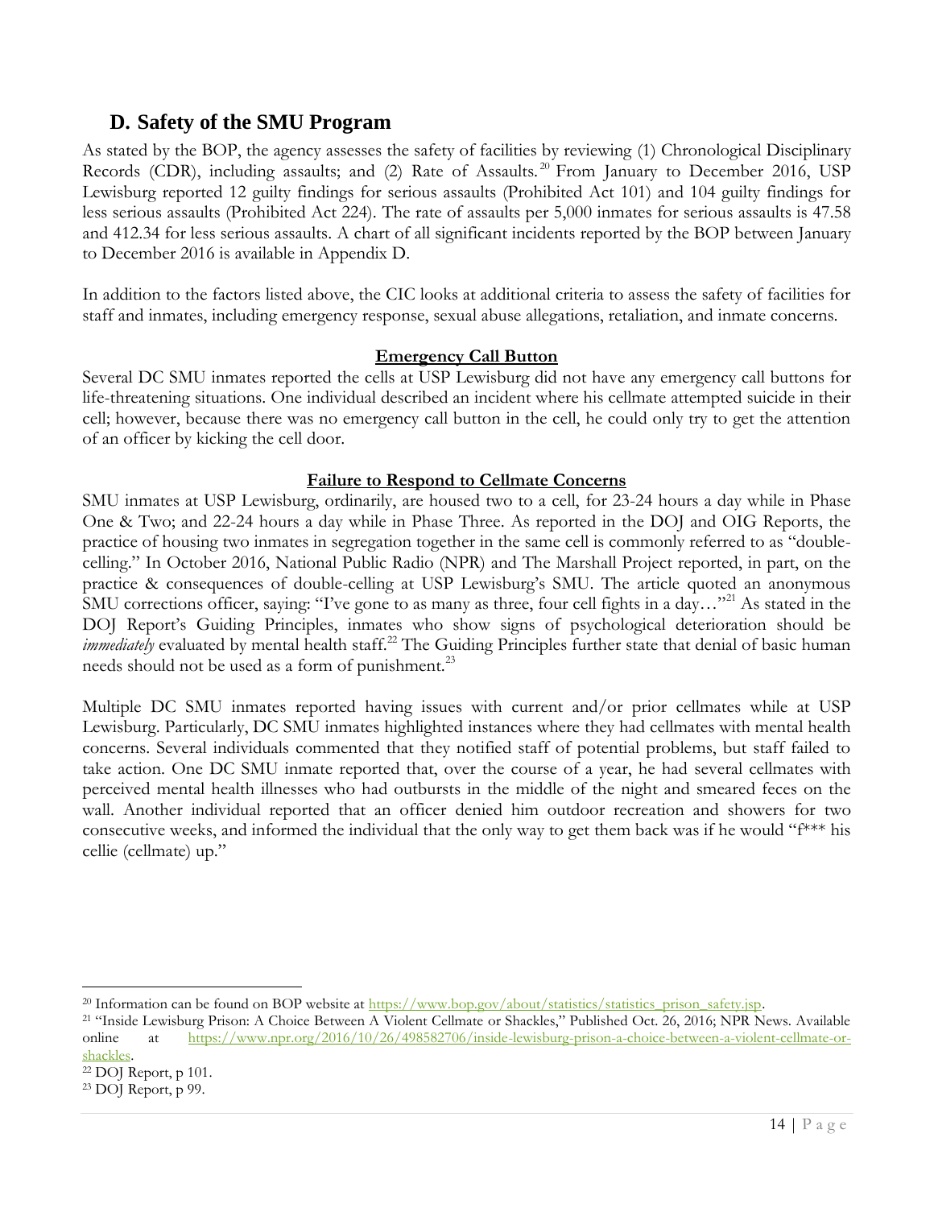## D. Safety of the SMU Program

As stated by the BOP, the agency assesses the safety of facilities by reviewing (1) Chronological Disciplinary Records (CDR), including assaults; and (2) Rate of Assaults.[20] From January to December 2016, USP Lewisburg reported 12 guilty findings for serious assaults (Prohibited Act 101) and 104 guilty findings for less serious assaults (Prohibited Act 224). The rate of assaults per 5,000 inmates for serious assaults is 47.58 and 412.34 for less serious assaults. A chart of all significant incidents reported by the BOP between January to December 2016 is available in Appendix D.

In addition to the factors listed above, the CIC looks at additional criteria to assess the safety of facilities for staff and inmates, including emergency response, sexual abuse allegations, retaliation, and inmate concerns.

**Emergency Call Button**

Several DC SMU inmates reported the cells at USP Lewisburg did not have any emergency call buttons for life-threatening situations. One individual described an incident where his cellmate attempted suicide in their cell; however, because there was no emergency call button in the cell, he could only try to get the attention of an officer by kicking the cell door.

**Failure to Respond to Cellmate Concerns**

SMU inmates at USP Lewisburg, ordinarily, are housed two to a cell, for 23-24 hours a day while in Phase One & Two; and 22-24 hours a day while in Phase Three. As reported in the DOJ and OIG Reports, the practice of housing two inmates in segregation together in the same cell is commonly referred to as "double-celling." In October 2016, National Public Radio (NPR) and The Marshall Project reported, in part, on the practice & consequences of double-celling at USP Lewisburg's SMU. The article quoted an anonymous SMU corrections officer, saying: "I've gone to as many as three, four cell fights in a day…"[21] As stated in the DOJ Report's Guiding Principles, inmates who show signs of psychological deterioration should be *immediately* evaluated by mental health staff.[22] The Guiding Principles further state that denial of basic human needs should not be used as a form of punishment.[23]

Multiple DC SMU inmates reported having issues with current and/or prior cellmates while at USP Lewisburg. Particularly, DC SMU inmates highlighted instances where they had cellmates with mental health concerns. Several individuals commented that they notified staff of potential problems, but staff failed to take action. One DC SMU inmate reported that, over the course of a year, he had several cellmates with perceived mental health illnesses who had outbursts in the middle of the night and smeared feces on the wall. Another individual reported that an officer denied him outdoor recreation and showers for two consecutive weeks, and informed the individual that the only way to get them back was if he would "f*** his cellie (cellmate) up."

---

[20] Information can be found on BOP website at https://www.bop.gov/about/statistics/statistics_prison_safety.jsp.

[21] "Inside Lewisburg Prison: A Choice Between A Violent Cellmate or Shackles," Published Oct. 26, 2016; NPR News. Available online at https://www.npr.org/2016/10/26/498582706/inside-lewisburg-prison-a-choice-between-a-violent-cellmate-or-shackles.

[22] DOJ Report, p 101.

[23] DOJ Report, p 99.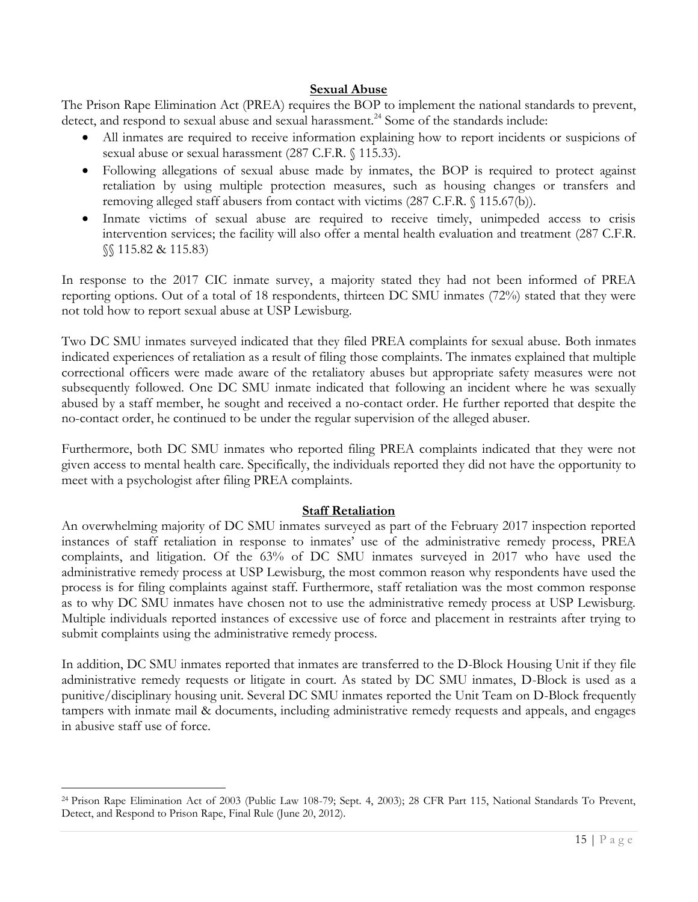## Sexual Abuse

The Prison Rape Elimination Act (PREA) requires the BOP to implement the national standards to prevent, detect, and respond to sexual abuse and sexual harassment.[24] Some of the standards include:

- All inmates are required to receive information explaining how to report incidents or suspicions of sexual abuse or sexual harassment (287 C.F.R. § 115.33).
- Following allegations of sexual abuse made by inmates, the BOP is required to protect against retaliation by using multiple protection measures, such as housing changes or transfers and removing alleged staff abusers from contact with victims (287 C.F.R. § 115.67(b)).
- Inmate victims of sexual abuse are required to receive timely, unimpeded access to crisis intervention services; the facility will also offer a mental health evaluation and treatment (287 C.F.R. §§ 115.82 & 115.83)

In response to the 2017 CIC inmate survey, a majority stated they had not been informed of PREA reporting options. Out of a total of 18 respondents, thirteen DC SMU inmates (72%) stated that they were not told how to report sexual abuse at USP Lewisburg.

Two DC SMU inmates surveyed indicated that they filed PREA complaints for sexual abuse. Both inmates indicated experiences of retaliation as a result of filing those complaints. The inmates explained that multiple correctional officers were made aware of the retaliatory abuses but appropriate safety measures were not subsequently followed. One DC SMU inmate indicated that following an incident where he was sexually abused by a staff member, he sought and received a no-contact order. He further reported that despite the no-contact order, he continued to be under the regular supervision of the alleged abuser.

Furthermore, both DC SMU inmates who reported filing PREA complaints indicated that they were not given access to mental health care. Specifically, the individuals reported they did not have the opportunity to meet with a psychologist after filing PREA complaints.

## Staff Retaliation

An overwhelming majority of DC SMU inmates surveyed as part of the February 2017 inspection reported instances of staff retaliation in response to inmates' use of the administrative remedy process, PREA complaints, and litigation. Of the 63% of DC SMU inmates surveyed in 2017 who have used the administrative remedy process at USP Lewisburg, the most common reason why respondents have used the process is for filing complaints against staff. Furthermore, staff retaliation was the most common response as to why DC SMU inmates have chosen not to use the administrative remedy process at USP Lewisburg. Multiple individuals reported instances of excessive use of force and placement in restraints after trying to submit complaints using the administrative remedy process.

In addition, DC SMU inmates reported that inmates are transferred to the D-Block Housing Unit if they file administrative remedy requests or litigate in court. As stated by DC SMU inmates, D-Block is used as a punitive/disciplinary housing unit. Several DC SMU inmates reported the Unit Team on D-Block frequently tampers with inmate mail & documents, including administrative remedy requests and appeals, and engages in abusive staff use of force.

---

[24] Prison Rape Elimination Act of 2003 (Public Law 108-79; Sept. 4, 2003); 28 CFR Part 115, National Standards To Prevent, Detect, and Respond to Prison Rape, Final Rule (June 20, 2012).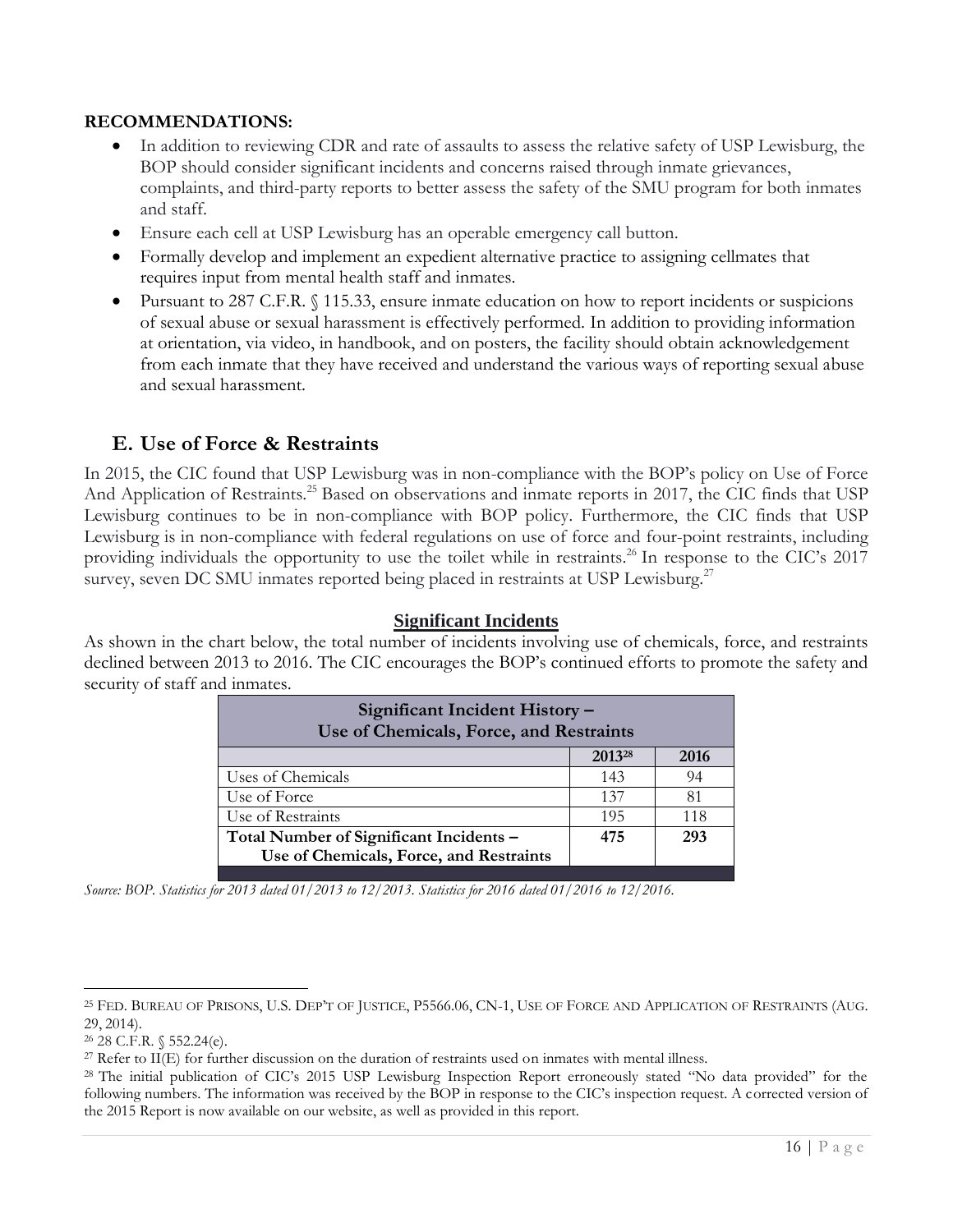**RECOMMENDATIONS:**

- In addition to reviewing CDR and rate of assaults to assess the relative safety of USP Lewisburg, the BOP should consider significant incidents and concerns raised through inmate grievances, complaints, and third-party reports to better assess the safety of the SMU program for both inmates and staff.
- Ensure each cell at USP Lewisburg has an operable emergency call button.
- Formally develop and implement an expedient alternative practice to assigning cellmates that requires input from mental health staff and inmates.
- Pursuant to 287 C.F.R. § 115.33, ensure inmate education on how to report incidents or suspicions of sexual abuse or sexual harassment is effectively performed. In addition to providing information at orientation, via video, in handbook, and on posters, the facility should obtain acknowledgement from each inmate that they have received and understand the various ways of reporting sexual abuse and sexual harassment.

## E. Use of Force & Restraints

In 2015, the CIC found that USP Lewisburg was in non-compliance with the BOP's policy on Use of Force And Application of Restraints.[25] Based on observations and inmate reports in 2017, the CIC finds that USP Lewisburg continues to be in non-compliance with BOP policy. Furthermore, the CIC finds that USP Lewisburg is in non-compliance with federal regulations on use of force and four-point restraints, including providing individuals the opportunity to use the toilet while in restraints.[26] In response to the CIC's 2017 survey, seven DC SMU inmates reported being placed in restraints at USP Lewisburg.[27]

### Significant Incidents

As shown in the chart below, the total number of incidents involving use of chemicals, force, and restraints declined between 2013 to 2016. The CIC encourages the BOP's continued efforts to promote the safety and security of staff and inmates.

| Significant Incident History – Use of Chemicals, Force, and Restraints | | |
|---|---|---|
| | 2013[28] | 2016 |
| Uses of Chemicals | 143 | 94 |
| Use of Force | 137 | 81 |
| Use of Restraints | 195 | 118 |
| **Total Number of Significant Incidents – Use of Chemicals, Force, and Restraints** | **475** | **293** |

*Source: BOP. Statistics for 2013 dated 01/2013 to 12/2013. Statistics for 2016 dated 01/2016 to 12/2016.*

---

[25] FED. BUREAU OF PRISONS, U.S. DEP'T OF JUSTICE, P5566.06, CN-1, USE OF FORCE AND APPLICATION OF RESTRAINTS (AUG. 29, 2014).

[26] 28 C.F.R. § 552.24(e).

[27] Refer to II(E) for further discussion on the duration of restraints used on inmates with mental illness.

[28] The initial publication of CIC's 2015 USP Lewisburg Inspection Report erroneously stated "No data provided" for the following numbers. The information was received by the BOP in response to the CIC's inspection request. A corrected version of the 2015 Report is now available on our website, as well as provided in this report.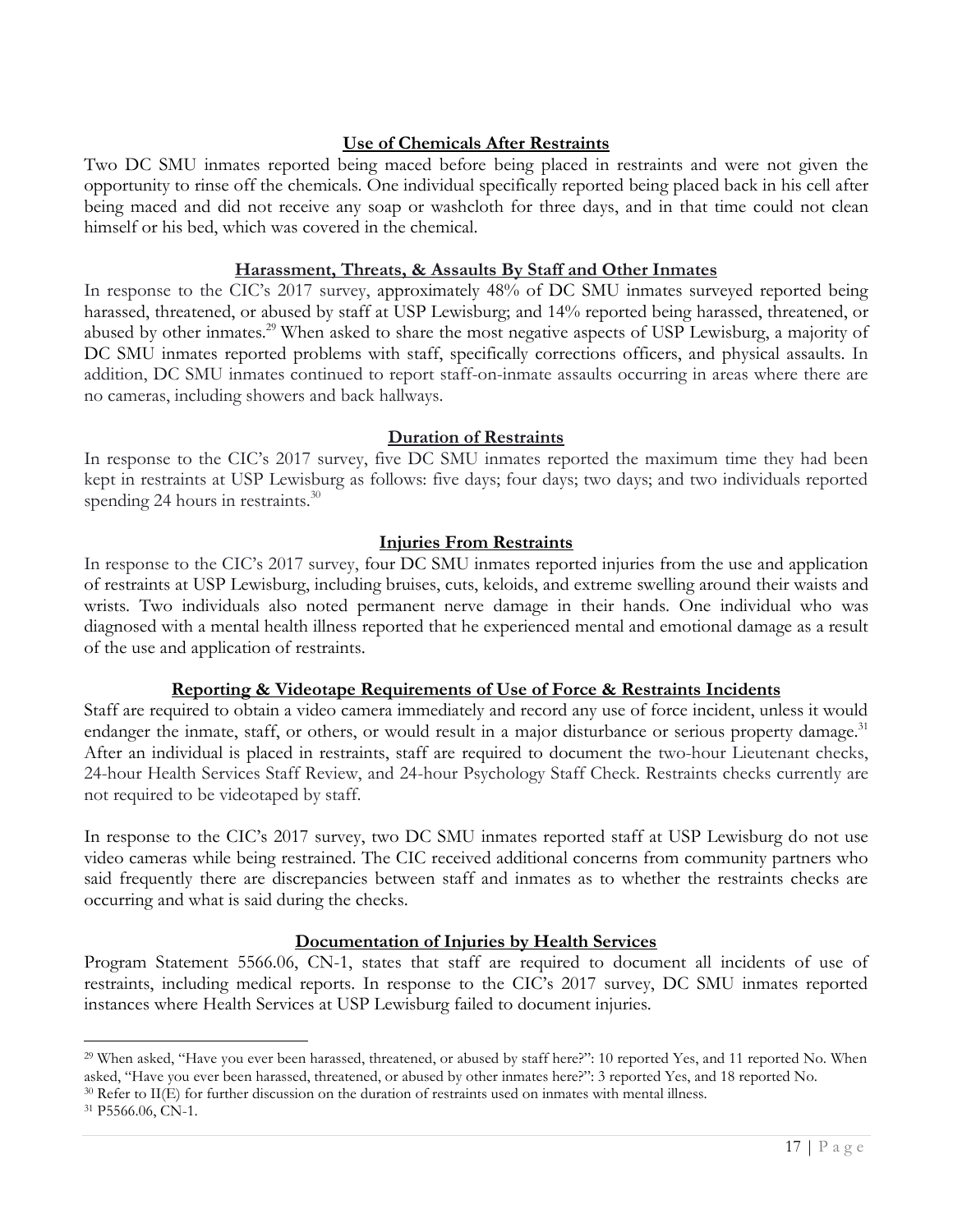### Use of Chemicals After Restraints

Two DC SMU inmates reported being maced before being placed in restraints and were not given the opportunity to rinse off the chemicals. One individual specifically reported being placed back in his cell after being maced and did not receive any soap or washcloth for three days, and in that time could not clean himself or his bed, which was covered in the chemical.

### Harassment, Threats, & Assaults By Staff and Other Inmates

In response to the CIC's 2017 survey, approximately 48% of DC SMU inmates surveyed reported being harassed, threatened, or abused by staff at USP Lewisburg; and 14% reported being harassed, threatened, or abused by other inmates.[29] When asked to share the most negative aspects of USP Lewisburg, a majority of DC SMU inmates reported problems with staff, specifically corrections officers, and physical assaults. In addition, DC SMU inmates continued to report staff-on-inmate assaults occurring in areas where there are no cameras, including showers and back hallways.

### Duration of Restraints

In response to the CIC's 2017 survey, five DC SMU inmates reported the maximum time they had been kept in restraints at USP Lewisburg as follows: five days; four days; two days; and two individuals reported spending 24 hours in restraints.[30]

### Injuries From Restraints

In response to the CIC's 2017 survey, four DC SMU inmates reported injuries from the use and application of restraints at USP Lewisburg, including bruises, cuts, keloids, and extreme swelling around their waists and wrists. Two individuals also noted permanent nerve damage in their hands. One individual who was diagnosed with a mental health illness reported that he experienced mental and emotional damage as a result of the use and application of restraints.

### Reporting & Videotape Requirements of Use of Force & Restraints Incidents

Staff are required to obtain a video camera immediately and record any use of force incident, unless it would endanger the inmate, staff, or others, or would result in a major disturbance or serious property damage.[31] After an individual is placed in restraints, staff are required to document the two-hour Lieutenant checks, 24-hour Health Services Staff Review, and 24-hour Psychology Staff Check. Restraints checks currently are not required to be videotaped by staff.

In response to the CIC's 2017 survey, two DC SMU inmates reported staff at USP Lewisburg do not use video cameras while being restrained. The CIC received additional concerns from community partners who said frequently there are discrepancies between staff and inmates as to whether the restraints checks are occurring and what is said during the checks.

### Documentation of Injuries by Health Services

Program Statement 5566.06, CN-1, states that staff are required to document all incidents of use of restraints, including medical reports. In response to the CIC's 2017 survey, DC SMU inmates reported instances where Health Services at USP Lewisburg failed to document injuries.

---

[29] When asked, "Have you ever been harassed, threatened, or abused by staff here?": 10 reported Yes, and 11 reported No. When asked, "Have you ever been harassed, threatened, or abused by other inmates here?": 3 reported Yes, and 18 reported No.

[30] Refer to II(E) for further discussion on the duration of restraints used on inmates with mental illness.

[31] P5566.06, CN-1.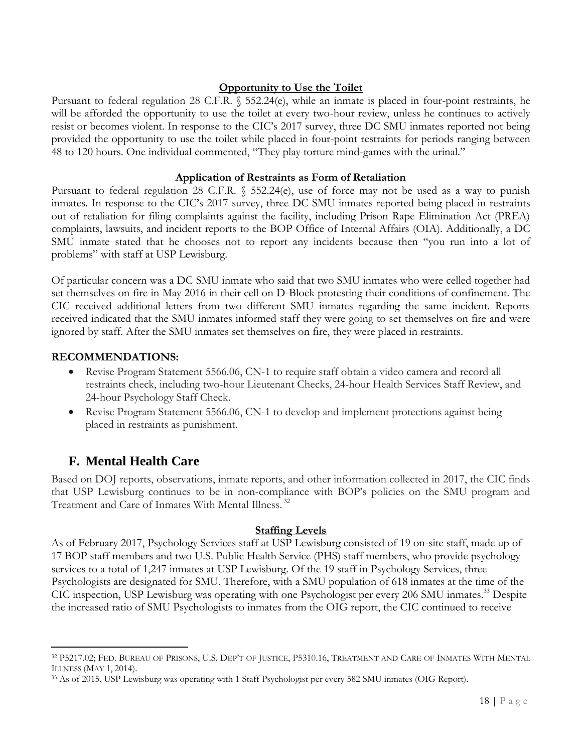**Opportunity to Use the Toilet**

Pursuant to federal regulation 28 C.F.R. § 552.24(e), while an inmate is placed in four-point restraints, he will be afforded the opportunity to use the toilet at every two-hour review, unless he continues to actively resist or becomes violent. In response to the CIC's 2017 survey, three DC SMU inmates reported not being provided the opportunity to use the toilet while placed in four-point restraints for periods ranging between 48 to 120 hours. One individual commented, "They play torture mind-games with the urinal."

**Application of Restraints as Form of Retaliation**

Pursuant to federal regulation 28 C.F.R. § 552.24(e), use of force may not be used as a way to punish inmates. In response to the CIC's 2017 survey, three DC SMU inmates reported being placed in restraints out of retaliation for filing complaints against the facility, including Prison Rape Elimination Act (PREA) complaints, lawsuits, and incident reports to the BOP Office of Internal Affairs (OIA). Additionally, a DC SMU inmate stated that he chooses not to report any incidents because then "you run into a lot of problems" with staff at USP Lewisburg.

Of particular concern was a DC SMU inmate who said that two SMU inmates who were celled together had set themselves on fire in May 2016 in their cell on D-Block protesting their conditions of confinement. The CIC received additional letters from two different SMU inmates regarding the same incident. Reports received indicated that the SMU inmates informed staff they were going to set themselves on fire and were ignored by staff. After the SMU inmates set themselves on fire, they were placed in restraints.

**RECOMMENDATIONS:**

- Revise Program Statement 5566.06, CN-1 to require staff obtain a video camera and record all restraints check, including two-hour Lieutenant Checks, 24-hour Health Services Staff Review, and 24-hour Psychology Staff Check.
- Revise Program Statement 5566.06, CN-1 to develop and implement protections against being placed in restraints as punishment.

## F. Mental Health Care

Based on DOJ reports, observations, inmate reports, and other information collected in 2017, the CIC finds that USP Lewisburg continues to be in non-compliance with BOP's policies on the SMU program and Treatment and Care of Inmates With Mental Illness.[32]

**Staffing Levels**

As of February 2017, Psychology Services staff at USP Lewisburg consisted of 19 on-site staff, made up of 17 BOP staff members and two U.S. Public Health Service (PHS) staff members, who provide psychology services to a total of 1,247 inmates at USP Lewisburg. Of the 19 staff in Psychology Services, three Psychologists are designated for SMU. Therefore, with a SMU population of 618 inmates at the time of the CIC inspection, USP Lewisburg was operating with one Psychologist per every 206 SMU inmates.[33] Despite the increased ratio of SMU Psychologists to inmates from the OIG report, the CIC continued to receive

---

[32] P5217.02; FED. BUREAU OF PRISONS, U.S. DEP'T OF JUSTICE, P5310.16, TREATMENT AND CARE OF INMATES WITH MENTAL ILLNESS (MAY 1, 2014).

[33] As of 2015, USP Lewisburg was operating with 1 Staff Psychologist per every 582 SMU inmates (OIG Report).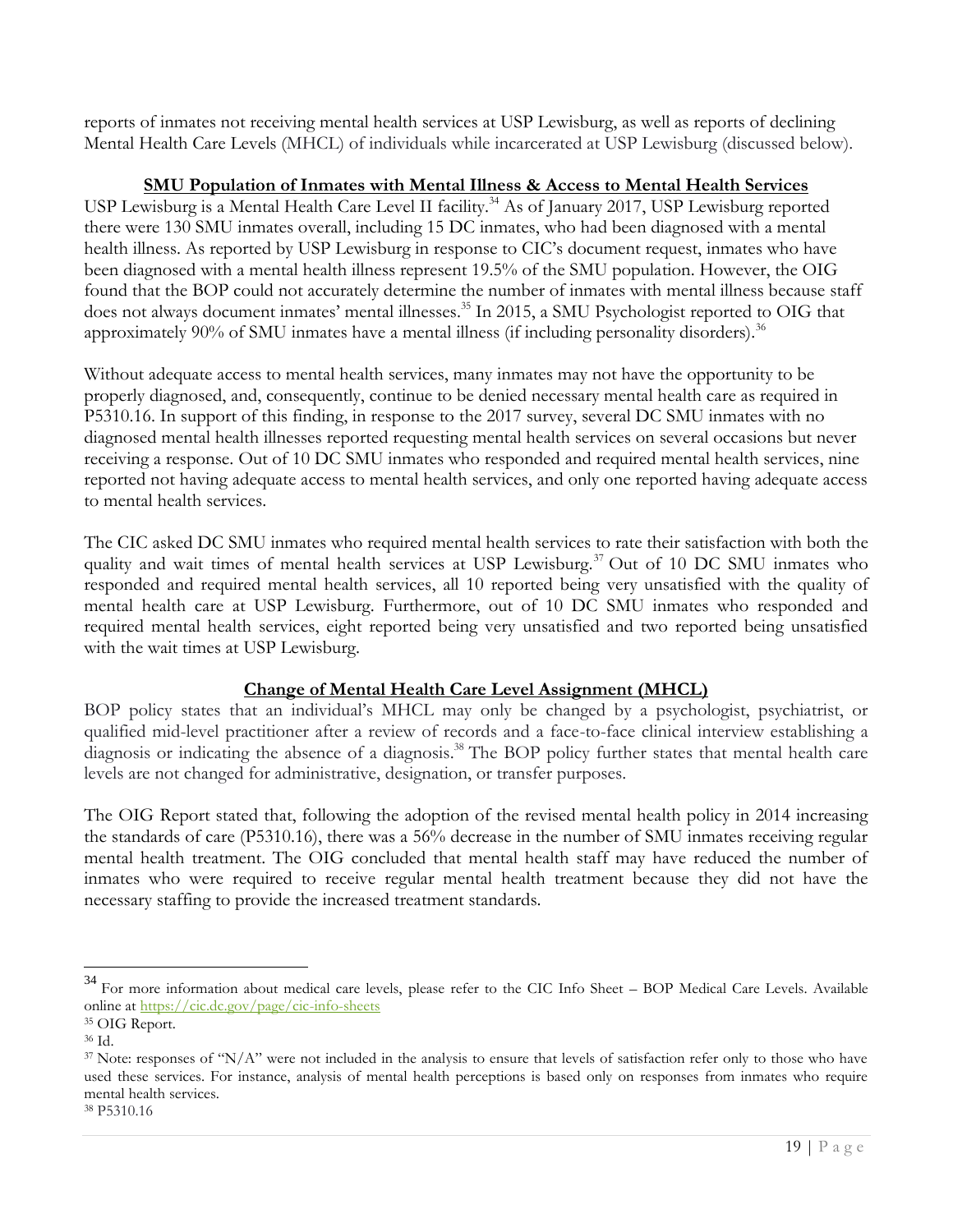reports of inmates not receiving mental health services at USP Lewisburg, as well as reports of declining Mental Health Care Levels (MHCL) of individuals while incarcerated at USP Lewisburg (discussed below).

### SMU Population of Inmates with Mental Illness & Access to Mental Health Services

USP Lewisburg is a Mental Health Care Level II facility.[34] As of January 2017, USP Lewisburg reported there were 130 SMU inmates overall, including 15 DC inmates, who had been diagnosed with a mental health illness. As reported by USP Lewisburg in response to CIC's document request, inmates who have been diagnosed with a mental health illness represent 19.5% of the SMU population. However, the OIG found that the BOP could not accurately determine the number of inmates with mental illness because staff does not always document inmates' mental illnesses.[35] In 2015, a SMU Psychologist reported to OIG that approximately 90% of SMU inmates have a mental illness (if including personality disorders).[36]

Without adequate access to mental health services, many inmates may not have the opportunity to be properly diagnosed, and, consequently, continue to be denied necessary mental health care as required in P5310.16. In support of this finding, in response to the 2017 survey, several DC SMU inmates with no diagnosed mental health illnesses reported requesting mental health services on several occasions but never receiving a response. Out of 10 DC SMU inmates who responded and required mental health services, nine reported not having adequate access to mental health services, and only one reported having adequate access to mental health services.

The CIC asked DC SMU inmates who required mental health services to rate their satisfaction with both the quality and wait times of mental health services at USP Lewisburg.[37] Out of 10 DC SMU inmates who responded and required mental health services, all 10 reported being very unsatisfied with the quality of mental health care at USP Lewisburg. Furthermore, out of 10 DC SMU inmates who responded and required mental health services, eight reported being very unsatisfied and two reported being unsatisfied with the wait times at USP Lewisburg.

### Change of Mental Health Care Level Assignment (MHCL)

BOP policy states that an individual's MHCL may only be changed by a psychologist, psychiatrist, or qualified mid-level practitioner after a review of records and a face-to-face clinical interview establishing a diagnosis or indicating the absence of a diagnosis.[38] The BOP policy further states that mental health care levels are not changed for administrative, designation, or transfer purposes.

The OIG Report stated that, following the adoption of the revised mental health policy in 2014 increasing the standards of care (P5310.16), there was a 56% decrease in the number of SMU inmates receiving regular mental health treatment. The OIG concluded that mental health staff may have reduced the number of inmates who were required to receive regular mental health treatment because they did not have the necessary staffing to provide the increased treatment standards.

---

[34] For more information about medical care levels, please refer to the CIC Info Sheet – BOP Medical Care Levels. Available online at https://cic.dc.gov/page/cic-info-sheets

[35] OIG Report.

[36] Id.

[37] Note: responses of "N/A" were not included in the analysis to ensure that levels of satisfaction refer only to those who have used these services. For instance, analysis of mental health perceptions is based only on responses from inmates who require mental health services.

[38] P5310.16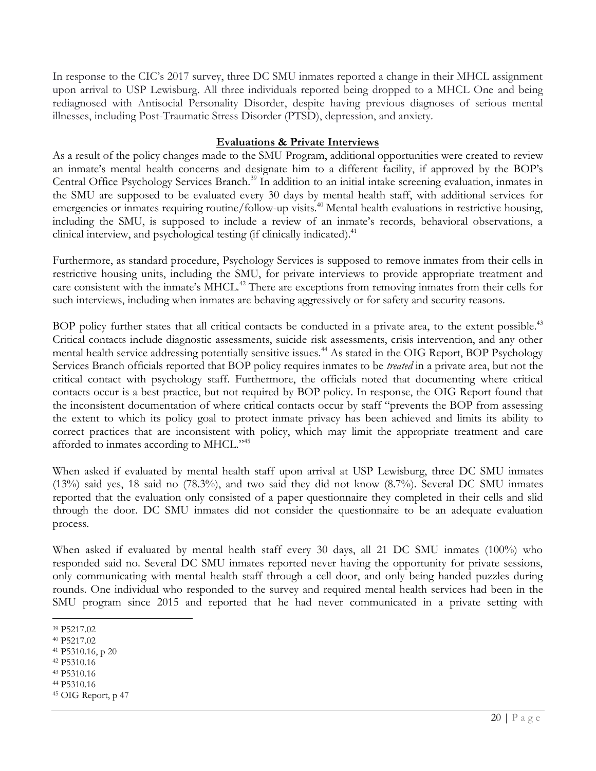In response to the CIC's 2017 survey, three DC SMU inmates reported a change in their MHCL assignment upon arrival to USP Lewisburg. All three individuals reported being dropped to a MHCL One and being rediagnosed with Antisocial Personality Disorder, despite having previous diagnoses of serious mental illnesses, including Post-Traumatic Stress Disorder (PTSD), depression, and anxiety.

**Evaluations & Private Interviews**

As a result of the policy changes made to the SMU Program, additional opportunities were created to review an inmate's mental health concerns and designate him to a different facility, if approved by the BOP's Central Office Psychology Services Branch.[39] In addition to an initial intake screening evaluation, inmates in the SMU are supposed to be evaluated every 30 days by mental health staff, with additional services for emergencies or inmates requiring routine/follow-up visits.[40] Mental health evaluations in restrictive housing, including the SMU, is supposed to include a review of an inmate's records, behavioral observations, a clinical interview, and psychological testing (if clinically indicated).[41]

Furthermore, as standard procedure, Psychology Services is supposed to remove inmates from their cells in restrictive housing units, including the SMU, for private interviews to provide appropriate treatment and care consistent with the inmate's MHCL.[42] There are exceptions from removing inmates from their cells for such interviews, including when inmates are behaving aggressively or for safety and security reasons.

BOP policy further states that all critical contacts be conducted in a private area, to the extent possible.[43] Critical contacts include diagnostic assessments, suicide risk assessments, crisis intervention, and any other mental health service addressing potentially sensitive issues.[44] As stated in the OIG Report, BOP Psychology Services Branch officials reported that BOP policy requires inmates to be *treated* in a private area, but not the critical contact with psychology staff. Furthermore, the officials noted that documenting where critical contacts occur is a best practice, but not required by BOP policy. In response, the OIG Report found that the inconsistent documentation of where critical contacts occur by staff "prevents the BOP from assessing the extent to which its policy goal to protect inmate privacy has been achieved and limits its ability to correct practices that are inconsistent with policy, which may limit the appropriate treatment and care afforded to inmates according to MHCL."[45]

When asked if evaluated by mental health staff upon arrival at USP Lewisburg, three DC SMU inmates (13%) said yes, 18 said no (78.3%), and two said they did not know (8.7%). Several DC SMU inmates reported that the evaluation only consisted of a paper questionnaire they completed in their cells and slid through the door. DC SMU inmates did not consider the questionnaire to be an adequate evaluation process.

When asked if evaluated by mental health staff every 30 days, all 21 DC SMU inmates (100%) who responded said no. Several DC SMU inmates reported never having the opportunity for private sessions, only communicating with mental health staff through a cell door, and only being handed puzzles during rounds. One individual who responded to the survey and required mental health services had been in the SMU program since 2015 and reported that he had never communicated in a private setting with

---

[39] P5217.02
[40] P5217.02
[41] P5310.16, p 20
[42] P5310.16
[43] P5310.16
[44] P5310.16
[45] OIG Report, p 47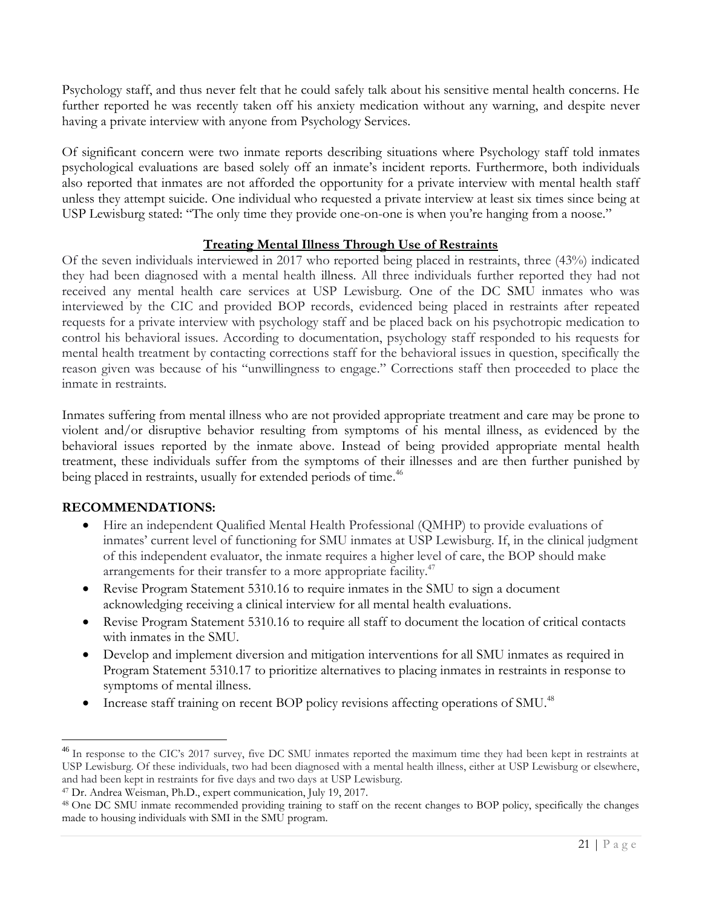Psychology staff, and thus never felt that he could safely talk about his sensitive mental health concerns. He further reported he was recently taken off his anxiety medication without any warning, and despite never having a private interview with anyone from Psychology Services.

Of significant concern were two inmate reports describing situations where Psychology staff told inmates psychological evaluations are based solely off an inmate's incident reports. Furthermore, both individuals also reported that inmates are not afforded the opportunity for a private interview with mental health staff unless they attempt suicide. One individual who requested a private interview at least six times since being at USP Lewisburg stated: "The only time they provide one-on-one is when you're hanging from a noose."

**Treating Mental Illness Through Use of Restraints**

Of the seven individuals interviewed in 2017 who reported being placed in restraints, three (43%) indicated they had been diagnosed with a mental health illness. All three individuals further reported they had not received any mental health care services at USP Lewisburg. One of the DC SMU inmates who was interviewed by the CIC and provided BOP records, evidenced being placed in restraints after repeated requests for a private interview with psychology staff and be placed back on his psychotropic medication to control his behavioral issues. According to documentation, psychology staff responded to his requests for mental health treatment by contacting corrections staff for the behavioral issues in question, specifically the reason given was because of his "unwillingness to engage." Corrections staff then proceeded to place the inmate in restraints.

Inmates suffering from mental illness who are not provided appropriate treatment and care may be prone to violent and/or disruptive behavior resulting from symptoms of his mental illness, as evidenced by the behavioral issues reported by the inmate above. Instead of being provided appropriate mental health treatment, these individuals suffer from the symptoms of their illnesses and are then further punished by being placed in restraints, usually for extended periods of time.[46]

## RECOMMENDATIONS:

- Hire an independent Qualified Mental Health Professional (QMHP) to provide evaluations of inmates' current level of functioning for SMU inmates at USP Lewisburg. If, in the clinical judgment of this independent evaluator, the inmate requires a higher level of care, the BOP should make arrangements for their transfer to a more appropriate facility.[47]
- Revise Program Statement 5310.16 to require inmates in the SMU to sign a document acknowledging receiving a clinical interview for all mental health evaluations.
- Revise Program Statement 5310.16 to require all staff to document the location of critical contacts with inmates in the SMU.
- Develop and implement diversion and mitigation interventions for all SMU inmates as required in Program Statement 5310.17 to prioritize alternatives to placing inmates in restraints in response to symptoms of mental illness.
- Increase staff training on recent BOP policy revisions affecting operations of SMU.[48]

---

[46] In response to the CIC's 2017 survey, five DC SMU inmates reported the maximum time they had been kept in restraints at USP Lewisburg. Of these individuals, two had been diagnosed with a mental health illness, either at USP Lewisburg or elsewhere, and had been kept in restraints for five days and two days at USP Lewisburg.

[47] Dr. Andrea Weisman, Ph.D., expert communication, July 19, 2017.

[48] One DC SMU inmate recommended providing training to staff on the recent changes to BOP policy, specifically the changes made to housing individuals with SMI in the SMU program.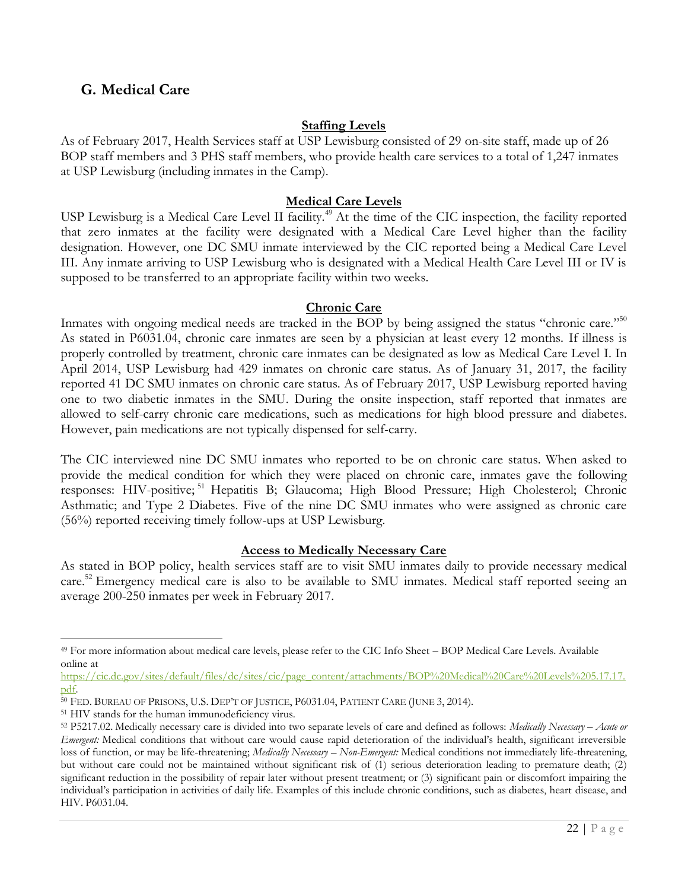## G. Medical Care

**Staffing Levels**

As of February 2017, Health Services staff at USP Lewisburg consisted of 29 on-site staff, made up of 26 BOP staff members and 3 PHS staff members, who provide health care services to a total of 1,247 inmates at USP Lewisburg (including inmates in the Camp).

**Medical Care Levels**

USP Lewisburg is a Medical Care Level II facility.[49] At the time of the CIC inspection, the facility reported that zero inmates at the facility were designated with a Medical Care Level higher than the facility designation. However, one DC SMU inmate interviewed by the CIC reported being a Medical Care Level III. Any inmate arriving to USP Lewisburg who is designated with a Medical Health Care Level III or IV is supposed to be transferred to an appropriate facility within two weeks.

**Chronic Care**

Inmates with ongoing medical needs are tracked in the BOP by being assigned the status "chronic care."[50] As stated in P6031.04, chronic care inmates are seen by a physician at least every 12 months. If illness is properly controlled by treatment, chronic care inmates can be designated as low as Medical Care Level I. In April 2014, USP Lewisburg had 429 inmates on chronic care status. As of January 31, 2017, the facility reported 41 DC SMU inmates on chronic care status. As of February 2017, USP Lewisburg reported having one to two diabetic inmates in the SMU. During the onsite inspection, staff reported that inmates are allowed to self-carry chronic care medications, such as medications for high blood pressure and diabetes. However, pain medications are not typically dispensed for self-carry.

The CIC interviewed nine DC SMU inmates who reported to be on chronic care status. When asked to provide the medical condition for which they were placed on chronic care, inmates gave the following responses: HIV-positive;[51] Hepatitis B; Glaucoma; High Blood Pressure; High Cholesterol; Chronic Asthmatic; and Type 2 Diabetes. Five of the nine DC SMU inmates who were assigned as chronic care (56%) reported receiving timely follow-ups at USP Lewisburg.

**Access to Medically Necessary Care**

As stated in BOP policy, health services staff are to visit SMU inmates daily to provide necessary medical care.[52] Emergency medical care is also to be available to SMU inmates. Medical staff reported seeing an average 200-250 inmates per week in February 2017.

---

[49] For more information about medical care levels, please refer to the CIC Info Sheet – BOP Medical Care Levels. Available online at https://cic.dc.gov/sites/default/files/dc/sites/cic/page_content/attachments/BOP%20Medical%20Care%20Levels%205.17.17.pdf.

[50] FED. BUREAU OF PRISONS, U.S. DEP'T OF JUSTICE, P6031.04, PATIENT CARE (JUNE 3, 2014).

[51] HIV stands for the human immunodeficiency virus.

[52] P5217.02. Medically necessary care is divided into two separate levels of care and defined as follows: *Medically Necessary – Acute or Emergent:* Medical conditions that without care would cause rapid deterioration of the individual's health, significant irreversible loss of function, or may be life-threatening; *Medically Necessary – Non-Emergent:* Medical conditions not immediately life-threatening, but without care could not be maintained without significant risk of (1) serious deterioration leading to premature death; (2) significant reduction in the possibility of repair later without present treatment; or (3) significant pain or discomfort impairing the individual's participation in activities of daily life. Examples of this include chronic conditions, such as diabetes, heart disease, and HIV. P6031.04.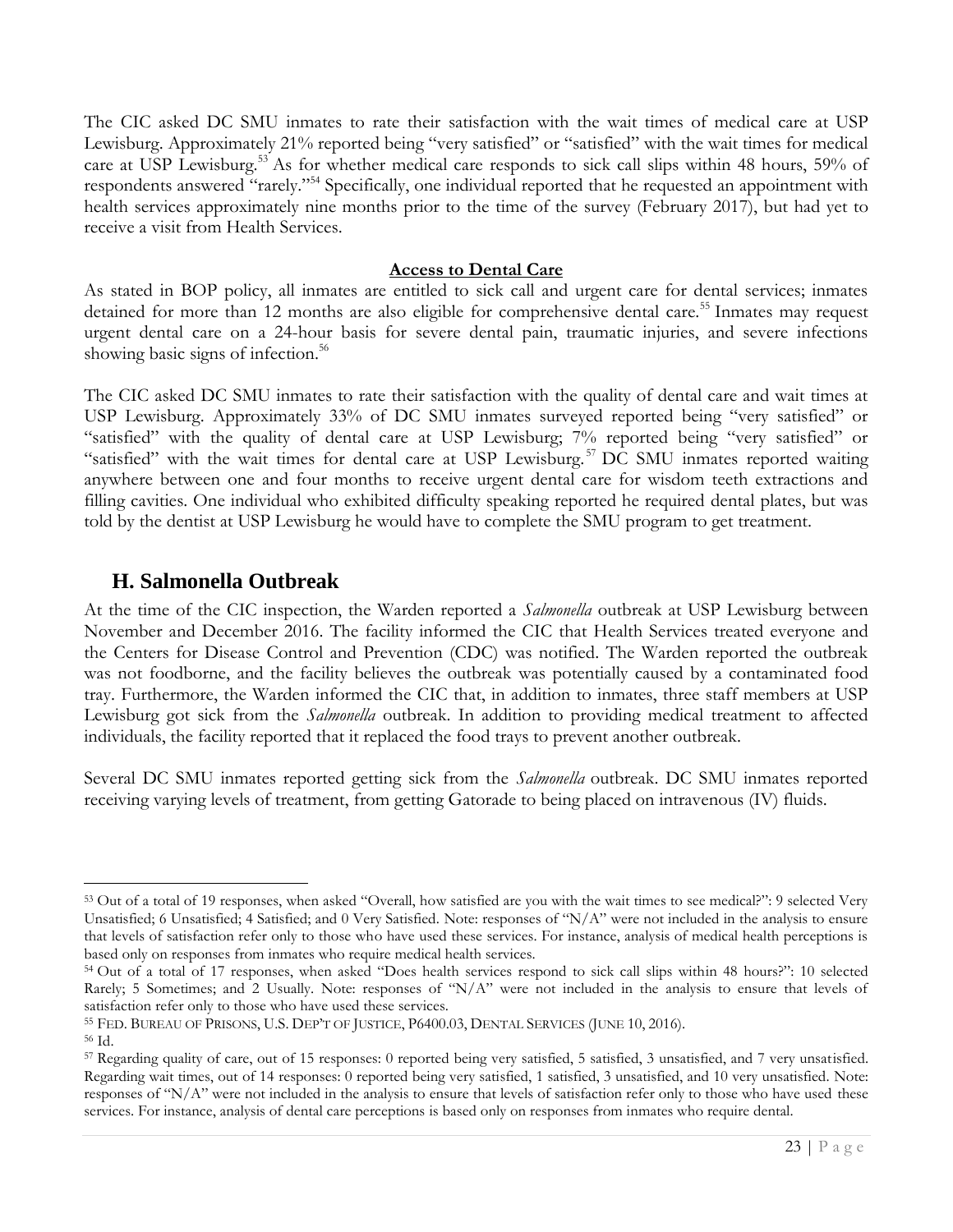The CIC asked DC SMU inmates to rate their satisfaction with the wait times of medical care at USP Lewisburg. Approximately 21% reported being "very satisfied" or "satisfied" with the wait times for medical care at USP Lewisburg.[53] As for whether medical care responds to sick call slips within 48 hours, 59% of respondents answered "rarely."[54] Specifically, one individual reported that he requested an appointment with health services approximately nine months prior to the time of the survey (February 2017), but had yet to receive a visit from Health Services.

**Access to Dental Care**

As stated in BOP policy, all inmates are entitled to sick call and urgent care for dental services; inmates detained for more than 12 months are also eligible for comprehensive dental care.[55] Inmates may request urgent dental care on a 24-hour basis for severe dental pain, traumatic injuries, and severe infections showing basic signs of infection.[56]

The CIC asked DC SMU inmates to rate their satisfaction with the quality of dental care and wait times at USP Lewisburg. Approximately 33% of DC SMU inmates surveyed reported being "very satisfied" or "satisfied" with the quality of dental care at USP Lewisburg; 7% reported being "very satisfied" or "satisfied" with the wait times for dental care at USP Lewisburg.[57] DC SMU inmates reported waiting anywhere between one and four months to receive urgent dental care for wisdom teeth extractions and filling cavities. One individual who exhibited difficulty speaking reported he required dental plates, but was told by the dentist at USP Lewisburg he would have to complete the SMU program to get treatment.

## H. Salmonella Outbreak

At the time of the CIC inspection, the Warden reported a *Salmonella* outbreak at USP Lewisburg between November and December 2016. The facility informed the CIC that Health Services treated everyone and the Centers for Disease Control and Prevention (CDC) was notified. The Warden reported the outbreak was not foodborne, and the facility believes the outbreak was potentially caused by a contaminated food tray. Furthermore, the Warden informed the CIC that, in addition to inmates, three staff members at USP Lewisburg got sick from the *Salmonella* outbreak. In addition to providing medical treatment to affected individuals, the facility reported that it replaced the food trays to prevent another outbreak.

Several DC SMU inmates reported getting sick from the *Salmonella* outbreak. DC SMU inmates reported receiving varying levels of treatment, from getting Gatorade to being placed on intravenous (IV) fluids.

---

[53] Out of a total of 19 responses, when asked "Overall, how satisfied are you with the wait times to see medical?": 9 selected Very Unsatisfied; 6 Unsatisfied; 4 Satisfied; and 0 Very Satisfied. Note: responses of "N/A" were not included in the analysis to ensure that levels of satisfaction refer only to those who have used these services. For instance, analysis of medical health perceptions is based only on responses from inmates who require medical health services.

[54] Out of a total of 17 responses, when asked "Does health services respond to sick call slips within 48 hours?": 10 selected Rarely; 5 Sometimes; and 2 Usually. Note: responses of "N/A" were not included in the analysis to ensure that levels of satisfaction refer only to those who have used these services.

[55] FED. BUREAU OF PRISONS, U.S. DEP'T OF JUSTICE, P6400.03, DENTAL SERVICES (JUNE 10, 2016).

[56] Id.

[57] Regarding quality of care, out of 15 responses: 0 reported being very satisfied, 5 satisfied, 3 unsatisfied, and 7 very unsatisfied. Regarding wait times, out of 14 responses: 0 reported being very satisfied, 1 satisfied, 3 unsatisfied, and 10 very unsatisfied. Note: responses of "N/A" were not included in the analysis to ensure that levels of satisfaction refer only to those who have used these services. For instance, analysis of dental care perceptions is based only on responses from inmates who require dental.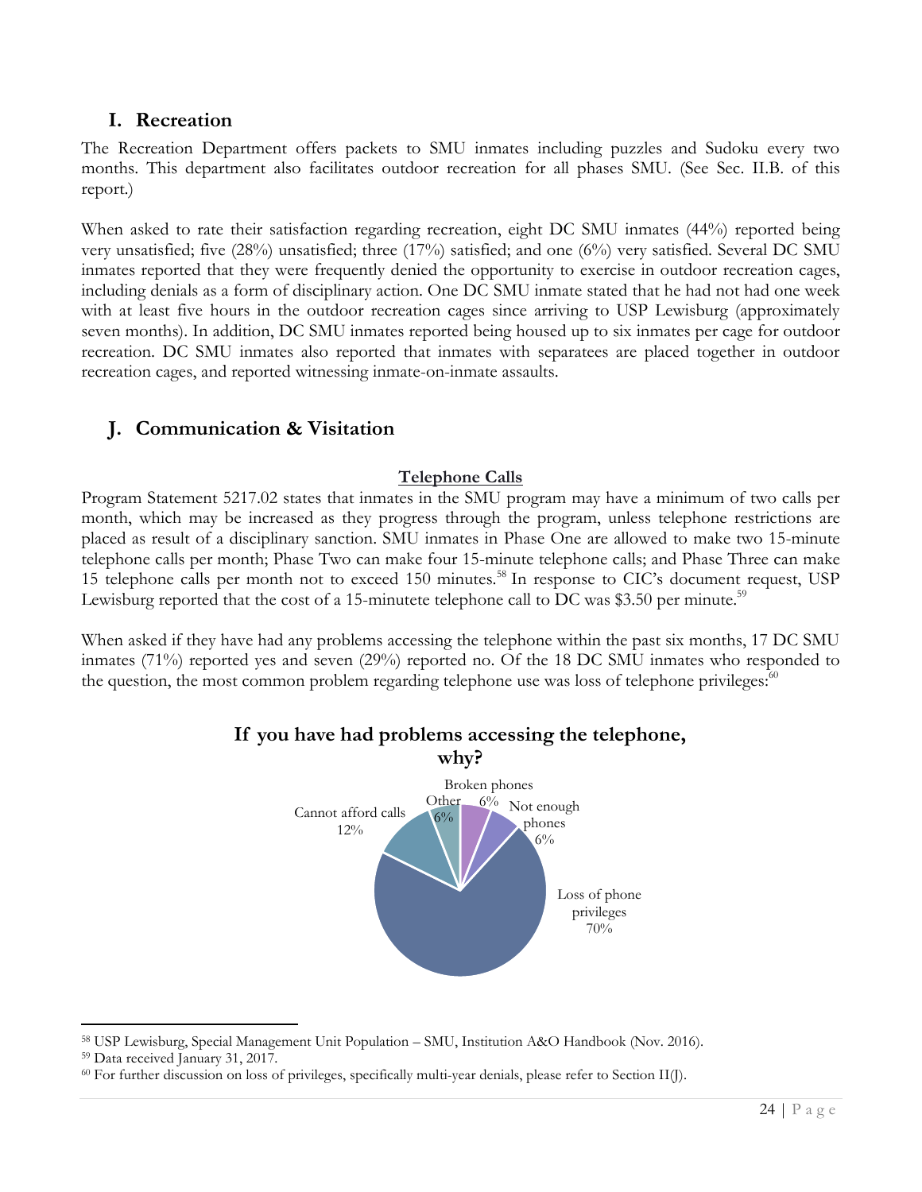## I. Recreation

The Recreation Department offers packets to SMU inmates including puzzles and Sudoku every two months. This department also facilitates outdoor recreation for all phases SMU. (See Sec. II.B. of this report.)

When asked to rate their satisfaction regarding recreation, eight DC SMU inmates (44%) reported being very unsatisfied; five (28%) unsatisfied; three (17%) satisfied; and one (6%) very satisfied. Several DC SMU inmates reported that they were frequently denied the opportunity to exercise in outdoor recreation cages, including denials as a form of disciplinary action. One DC SMU inmate stated that he had not had one week with at least five hours in the outdoor recreation cages since arriving to USP Lewisburg (approximately seven months). In addition, DC SMU inmates reported being housed up to six inmates per cage for outdoor recreation. DC SMU inmates also reported that inmates with separatees are placed together in outdoor recreation cages, and reported witnessing inmate-on-inmate assaults.

## J. Communication & Visitation

**Telephone Calls**

Program Statement 5217.02 states that inmates in the SMU program may have a minimum of two calls per month, which may be increased as they progress through the program, unless telephone restrictions are placed as result of a disciplinary sanction. SMU inmates in Phase One are allowed to make two 15-minute telephone calls per month; Phase Two can make four 15-minute telephone calls; and Phase Three can make 15 telephone calls per month not to exceed 150 minutes.[58] In response to CIC's document request, USP Lewisburg reported that the cost of a 15-minutete telephone call to DC was $3.50 per minute.[59]

When asked if they have had any problems accessing the telephone within the past six months, 17 DC SMU inmates (71%) reported yes and seven (29%) reported no. Of the 18 DC SMU inmates who responded to the question, the most common problem regarding telephone use was loss of telephone privileges:[60]

**If you have had problems accessing the telephone, why?**

| Reason | Percentage |
|---|---|
| Loss of phone privileges | 70% |
| Cannot afford calls | 12% |
| Other | 6% |
| Broken phones | 6% |
| Not enough phones | 6% |

[58] USP Lewisburg, Special Management Unit Population – SMU, Institution A&O Handbook (Nov. 2016).

[59] Data received January 31, 2017.

[60] For further discussion on loss of privileges, specifically multi-year denials, please refer to Section II(J).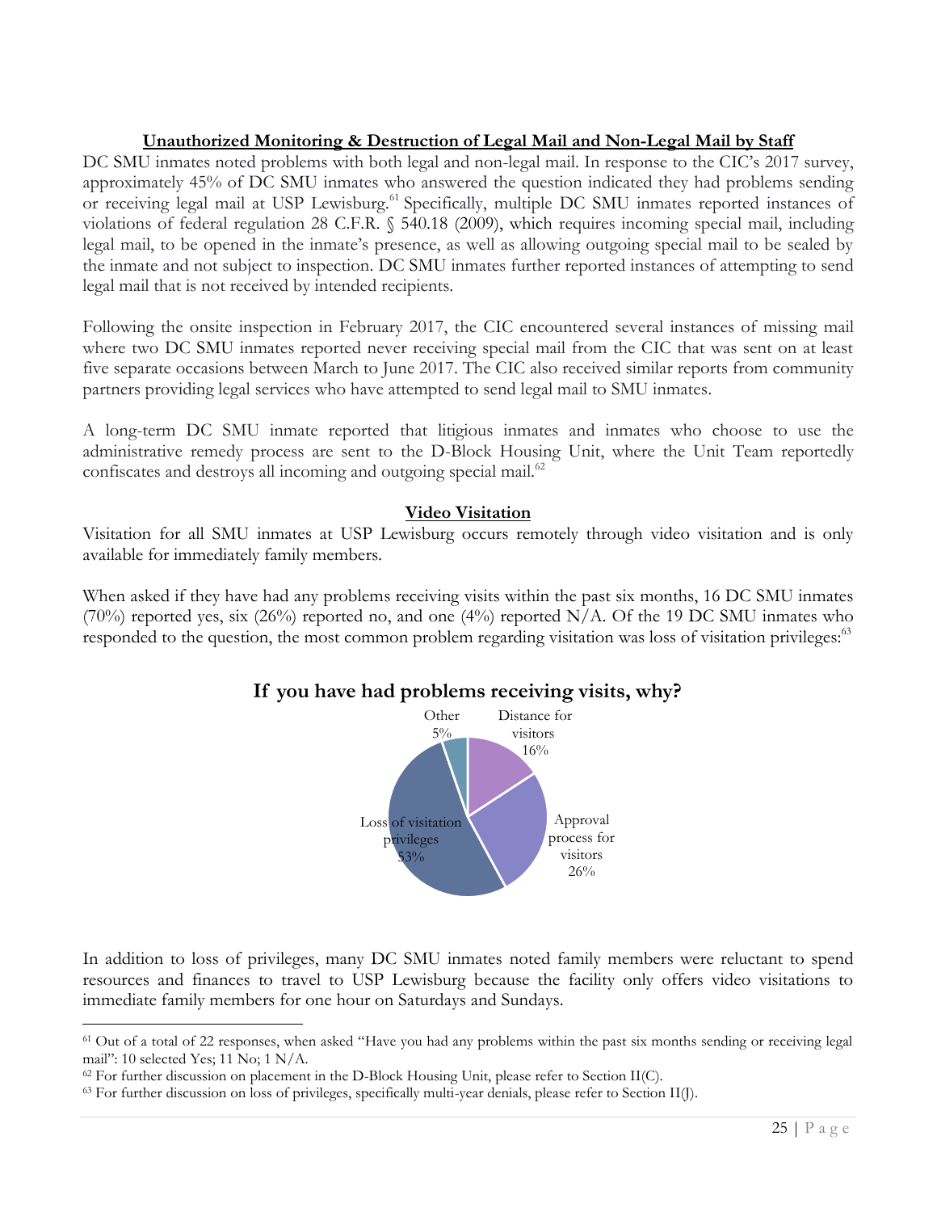**Unauthorized Monitoring & Destruction of Legal Mail and Non-Legal Mail by Staff**

DC SMU inmates noted problems with both legal and non-legal mail. In response to the CIC's 2017 survey, approximately 45% of DC SMU inmates who answered the question indicated they had problems sending or receiving legal mail at USP Lewisburg.[61] Specifically, multiple DC SMU inmates reported instances of violations of federal regulation 28 C.F.R. § 540.18 (2009), which requires incoming special mail, including legal mail, to be opened in the inmate's presence, as well as allowing outgoing special mail to be sealed by the inmate and not subject to inspection. DC SMU inmates further reported instances of attempting to send legal mail that is not received by intended recipients.

Following the onsite inspection in February 2017, the CIC encountered several instances of missing mail where two DC SMU inmates reported never receiving special mail from the CIC that was sent on at least five separate occasions between March to June 2017. The CIC also received similar reports from community partners providing legal services who have attempted to send legal mail to SMU inmates.

A long-term DC SMU inmate reported that litigious inmates and inmates who choose to use the administrative remedy process are sent to the D-Block Housing Unit, where the Unit Team reportedly confiscates and destroys all incoming and outgoing special mail.[62]

**Video Visitation**

Visitation for all SMU inmates at USP Lewisburg occurs remotely through video visitation and is only available for immediately family members.

When asked if they have had any problems receiving visits within the past six months, 16 DC SMU inmates (70%) reported yes, six (26%) reported no, and one (4%) reported N/A. Of the 19 DC SMU inmates who responded to the question, the most common problem regarding visitation was loss of visitation privileges:[63]

**If you have had problems receiving visits, why?**

| Reason | Percentage |
|---|---|
| Distance for visitors | 16% |
| Approval process for visitors | 26% |
| Loss of visitation privileges | 53% |
| Other | 5% |

In addition to loss of privileges, many DC SMU inmates noted family members were reluctant to spend resources and finances to travel to USP Lewisburg because the facility only offers video visitations to immediate family members for one hour on Saturdays and Sundays.

---

[61] Out of a total of 22 responses, when asked "Have you had any problems within the past six months sending or receiving legal mail": 10 selected Yes; 11 No; 1 N/A.

[62] For further discussion on placement in the D-Block Housing Unit, please refer to Section II(C).

[63] For further discussion on loss of privileges, specifically multi-year denials, please refer to Section II(J).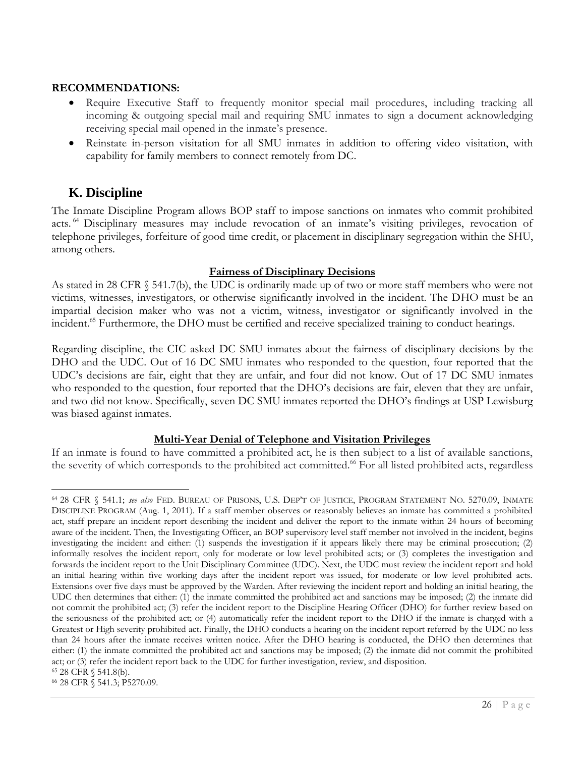**RECOMMENDATIONS:**

- Require Executive Staff to frequently monitor special mail procedures, including tracking all incoming & outgoing special mail and requiring SMU inmates to sign a document acknowledging receiving special mail opened in the inmate's presence.
- Reinstate in-person visitation for all SMU inmates in addition to offering video visitation, with capability for family members to connect remotely from DC.

## K. Discipline

The Inmate Discipline Program allows BOP staff to impose sanctions on inmates who commit prohibited acts.[64] Disciplinary measures may include revocation of an inmate's visiting privileges, revocation of telephone privileges, forfeiture of good time credit, or placement in disciplinary segregation within the SHU, among others.

**Fairness of Disciplinary Decisions**

As stated in 28 CFR § 541.7(b), the UDC is ordinarily made up of two or more staff members who were not victims, witnesses, investigators, or otherwise significantly involved in the incident. The DHO must be an impartial decision maker who was not a victim, witness, investigator or significantly involved in the incident.[65] Furthermore, the DHO must be certified and receive specialized training to conduct hearings.

Regarding discipline, the CIC asked DC SMU inmates about the fairness of disciplinary decisions by the DHO and the UDC. Out of 16 DC SMU inmates who responded to the question, four reported that the UDC's decisions are fair, eight that they are unfair, and four did not know. Out of 17 DC SMU inmates who responded to the question, four reported that the DHO's decisions are fair, eleven that they are unfair, and two did not know. Specifically, seven DC SMU inmates reported the DHO's findings at USP Lewisburg was biased against inmates.

**Multi-Year Denial of Telephone and Visitation Privileges**

If an inmate is found to have committed a prohibited act, he is then subject to a list of available sanctions, the severity of which corresponds to the prohibited act committed.[66] For all listed prohibited acts, regardless

---

[64] 28 CFR § 541.1; *see also* FED. BUREAU OF PRISONS, U.S. DEP'T OF JUSTICE, PROGRAM STATEMENT NO. 5270.09, INMATE DISCIPLINE PROGRAM (Aug. 1, 2011). If a staff member observes or reasonably believes an inmate has committed a prohibited act, staff prepare an incident report describing the incident and deliver the report to the inmate within 24 hours of becoming aware of the incident. Then, the Investigating Officer, an BOP supervisory level staff member not involved in the incident, begins investigating the incident and either: (1) suspends the investigation if it appears likely there may be criminal prosecution; (2) informally resolves the incident report, only for moderate or low level prohibited acts; or (3) completes the investigation and forwards the incident report to the Unit Disciplinary Committee (UDC). Next, the UDC must review the incident report and hold an initial hearing within five working days after the incident report was issued, for moderate or low level prohibited acts. Extensions over five days must be approved by the Warden. After reviewing the incident report and holding an initial hearing, the UDC then determines that either: (1) the inmate committed the prohibited act and sanctions may be imposed; (2) the inmate did not commit the prohibited act; (3) refer the incident report to the Discipline Hearing Officer (DHO) for further review based on the seriousness of the prohibited act; or (4) automatically refer the incident report to the DHO if the inmate is charged with a Greatest or High severity prohibited act. Finally, the DHO conducts a hearing on the incident report referred by the UDC no less than 24 hours after the inmate receives written notice. After the DHO hearing is conducted, the DHO then determines that either: (1) the inmate committed the prohibited act and sanctions may be imposed; (2) the inmate did not commit the prohibited act; or (3) refer the incident report back to the UDC for further investigation, review, and disposition.

[65] 28 CFR § 541.8(b).

[66] 28 CFR § 541.3; P5270.09.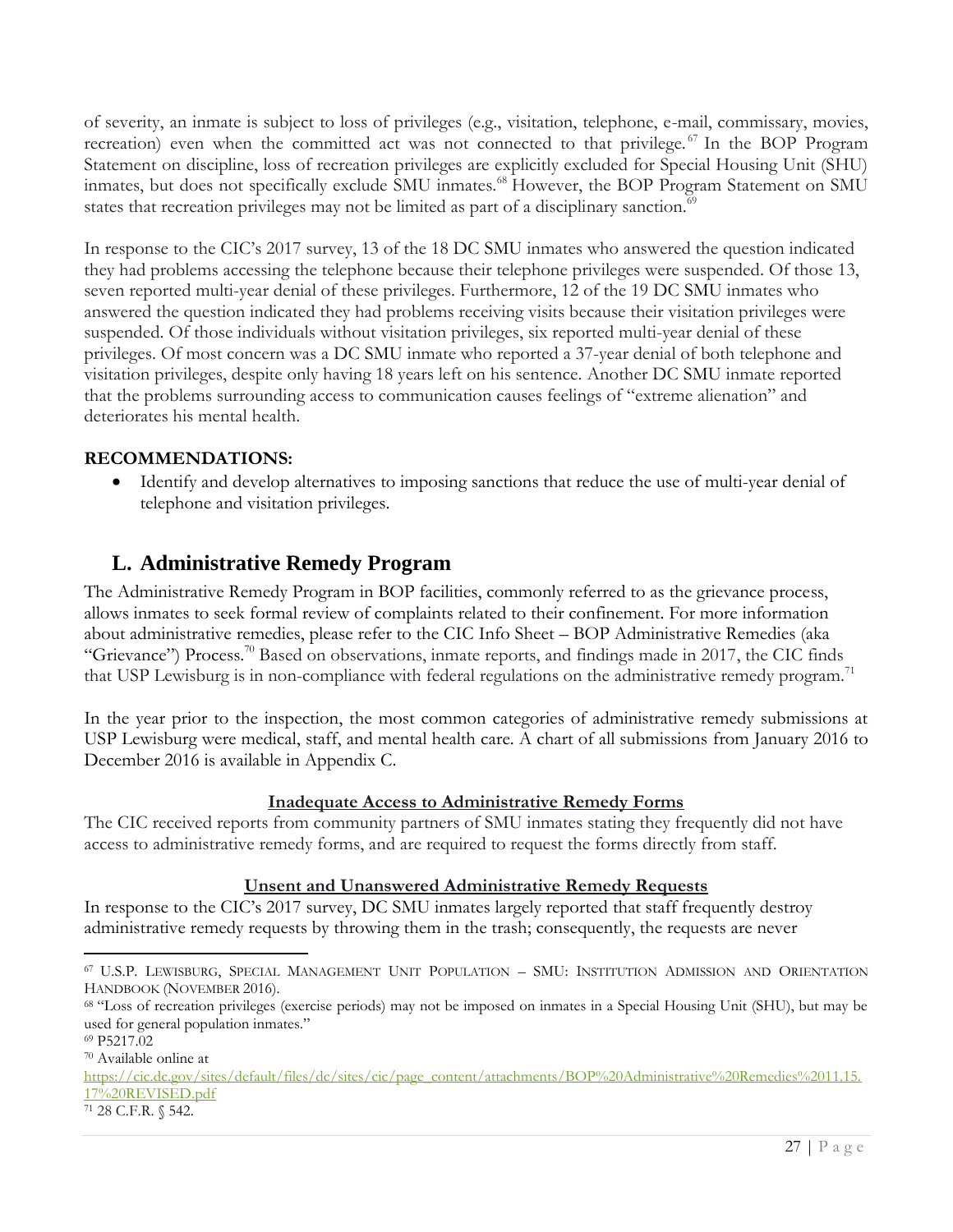of severity, an inmate is subject to loss of privileges (e.g., visitation, telephone, e-mail, commissary, movies, recreation) even when the committed act was not connected to that privilege.[67] In the BOP Program Statement on discipline, loss of recreation privileges are explicitly excluded for Special Housing Unit (SHU) inmates, but does not specifically exclude SMU inmates.[68] However, the BOP Program Statement on SMU states that recreation privileges may not be limited as part of a disciplinary sanction.[69]

In response to the CIC's 2017 survey, 13 of the 18 DC SMU inmates who answered the question indicated they had problems accessing the telephone because their telephone privileges were suspended. Of those 13, seven reported multi-year denial of these privileges. Furthermore, 12 of the 19 DC SMU inmates who answered the question indicated they had problems receiving visits because their visitation privileges were suspended. Of those individuals without visitation privileges, six reported multi-year denial of these privileges. Of most concern was a DC SMU inmate who reported a 37-year denial of both telephone and visitation privileges, despite only having 18 years left on his sentence. Another DC SMU inmate reported that the problems surrounding access to communication causes feelings of "extreme alienation" and deteriorates his mental health.

**RECOMMENDATIONS:**

- Identify and develop alternatives to imposing sanctions that reduce the use of multi-year denial of telephone and visitation privileges.

## L. Administrative Remedy Program

The Administrative Remedy Program in BOP facilities, commonly referred to as the grievance process, allows inmates to seek formal review of complaints related to their confinement. For more information about administrative remedies, please refer to the CIC Info Sheet – BOP Administrative Remedies (aka "Grievance") Process.[70] Based on observations, inmate reports, and findings made in 2017, the CIC finds that USP Lewisburg is in non-compliance with federal regulations on the administrative remedy program.[71]

In the year prior to the inspection, the most common categories of administrative remedy submissions at USP Lewisburg were medical, staff, and mental health care. A chart of all submissions from January 2016 to December 2016 is available in Appendix C.

**Inadequate Access to Administrative Remedy Forms**

The CIC received reports from community partners of SMU inmates stating they frequently did not have access to administrative remedy forms, and are required to request the forms directly from staff.

**Unsent and Unanswered Administrative Remedy Requests**

In response to the CIC's 2017 survey, DC SMU inmates largely reported that staff frequently destroy administrative remedy requests by throwing them in the trash; consequently, the requests are never

---

[67] U.S.P. Lewisburg, Special Management Unit Population – SMU: Institution Admission and Orientation Handbook (November 2016).

[68] "Loss of recreation privileges (exercise periods) may not be imposed on inmates in a Special Housing Unit (SHU), but may be used for general population inmates."

[69] P5217.02

[70] Available online at https://cic.dc.gov/sites/default/files/dc/sites/cic/page_content/attachments/BOP%20Administrative%20Remedies%2011.15.17%20REVISED.pdf

[71] 28 C.F.R. § 542.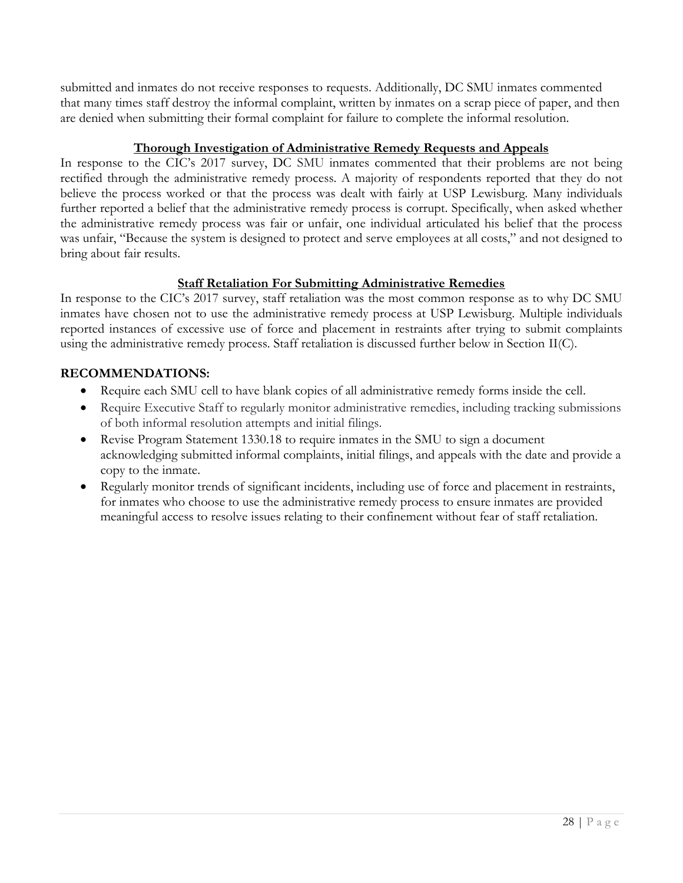submitted and inmates do not receive responses to requests. Additionally, DC SMU inmates commented that many times staff destroy the informal complaint, written by inmates on a scrap piece of paper, and then are denied when submitting their formal complaint for failure to complete the informal resolution.

### Thorough Investigation of Administrative Remedy Requests and Appeals

In response to the CIC's 2017 survey, DC SMU inmates commented that their problems are not being rectified through the administrative remedy process. A majority of respondents reported that they do not believe the process worked or that the process was dealt with fairly at USP Lewisburg. Many individuals further reported a belief that the administrative remedy process is corrupt. Specifically, when asked whether the administrative remedy process was fair or unfair, one individual articulated his belief that the process was unfair, "Because the system is designed to protect and serve employees at all costs," and not designed to bring about fair results.

### Staff Retaliation For Submitting Administrative Remedies

In response to the CIC's 2017 survey, staff retaliation was the most common response as to why DC SMU inmates have chosen not to use the administrative remedy process at USP Lewisburg. Multiple individuals reported instances of excessive use of force and placement in restraints after trying to submit complaints using the administrative remedy process. Staff retaliation is discussed further below in Section II(C).

**RECOMMENDATIONS:**

- Require each SMU cell to have blank copies of all administrative remedy forms inside the cell.
- Require Executive Staff to regularly monitor administrative remedies, including tracking submissions of both informal resolution attempts and initial filings.
- Revise Program Statement 1330.18 to require inmates in the SMU to sign a document acknowledging submitted informal complaints, initial filings, and appeals with the date and provide a copy to the inmate.
- Regularly monitor trends of significant incidents, including use of force and placement in restraints, for inmates who choose to use the administrative remedy process to ensure inmates are provided meaningful access to resolve issues relating to their confinement without fear of staff retaliation.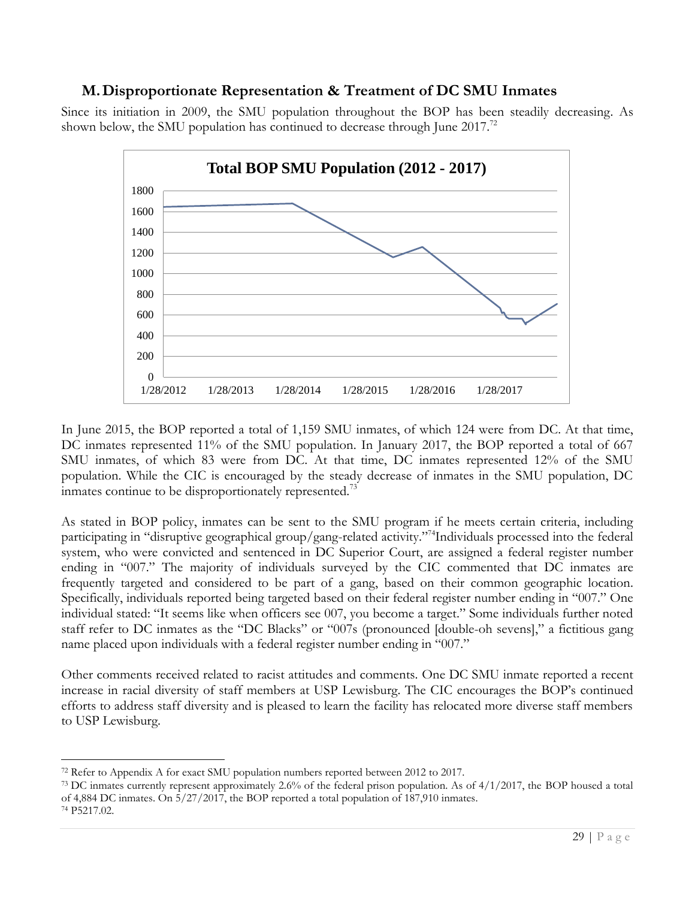## M. Disproportionate Representation & Treatment of DC SMU Inmates

Since its initiation in 2009, the SMU population throughout the BOP has been steadily decreasing. As shown below, the SMU population has continued to decrease through June 2017.[72]

In June 2015, the BOP reported a total of 1,159 SMU inmates, of which 124 were from DC. At that time, DC inmates represented 11% of the SMU population. In January 2017, the BOP reported a total of 667 SMU inmates, of which 83 were from DC. At that time, DC inmates represented 12% of the SMU population. While the CIC is encouraged by the steady decrease of inmates in the SMU population, DC inmates continue to be disproportionately represented.[73]

As stated in BOP policy, inmates can be sent to the SMU program if he meets certain criteria, including participating in "disruptive geographical group/gang-related activity."[74] Individuals processed into the federal system, who were convicted and sentenced in DC Superior Court, are assigned a federal register number ending in "007." The majority of individuals surveyed by the CIC commented that DC inmates are frequently targeted and considered to be part of a gang, based on their common geographic location. Specifically, individuals reported being targeted based on their federal register number ending in "007." One individual stated: "It seems like when officers see 007, you become a target." Some individuals further noted staff refer to DC inmates as the "DC Blacks" or "007s (pronounced [double-oh sevens]," a fictitious gang name placed upon individuals with a federal register number ending in "007."

Other comments received related to racist attitudes and comments. One DC SMU inmate reported a recent increase in racial diversity of staff members at USP Lewisburg. The CIC encourages the BOP's continued efforts to address staff diversity and is pleased to learn the facility has relocated more diverse staff members to USP Lewisburg.

---

[72] Refer to Appendix A for exact SMU population numbers reported between 2012 to 2017.

[73] DC inmates currently represent approximately 2.6% of the federal prison population. As of 4/1/2017, the BOP housed a total of 4,884 DC inmates. On 5/27/2017, the BOP reported a total population of 187,910 inmates.

[74] P5217.02.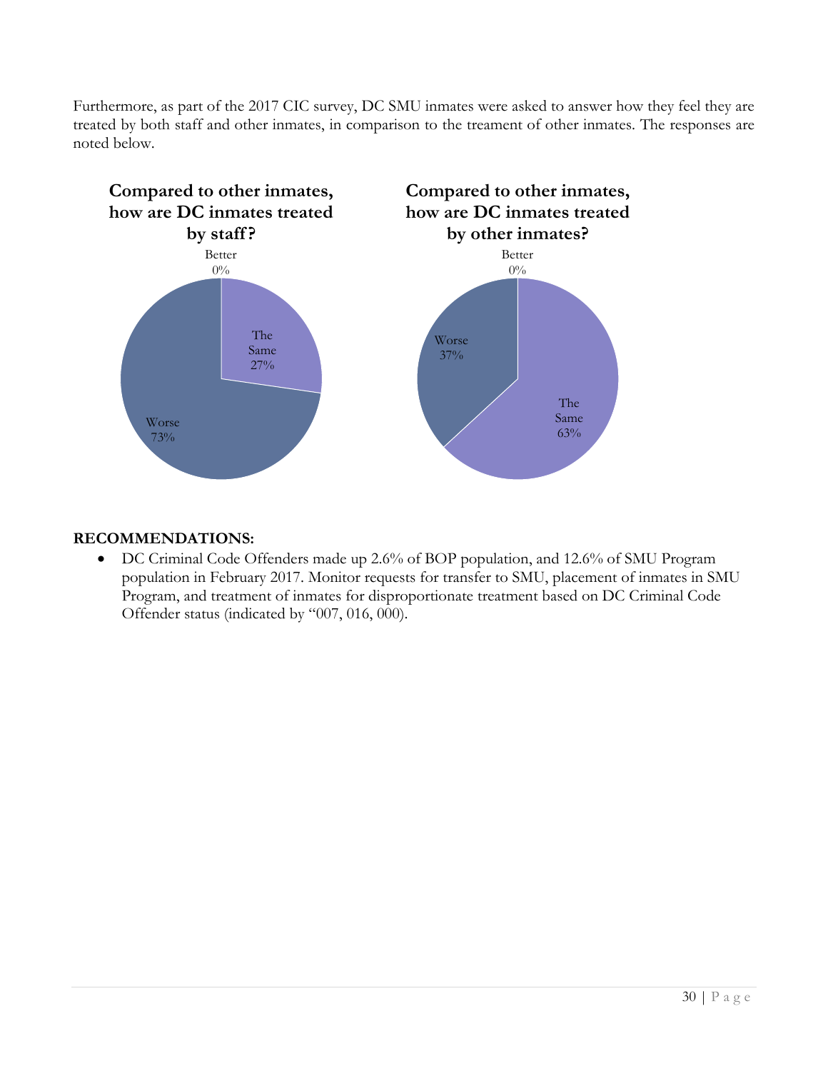Furthermore, as part of the 2017 CIC survey, DC SMU inmates were asked to answer how they feel they are treated by both staff and other inmates, in comparison to the treament of other inmates. The responses are noted below.

**Compared to other inmates, how are DC inmates treated by staff?**

Better 0%

The Same 27%

Worse 73%

**Compared to other inmates, how are DC inmates treated by other inmates?**

Better 0%

Worse 37%

The Same 63%

**RECOMMENDATIONS:**

- DC Criminal Code Offenders made up 2.6% of BOP population, and 12.6% of SMU Program population in February 2017. Monitor requests for transfer to SMU, placement of inmates in SMU Program, and treatment of inmates for disproportionate treatment based on DC Criminal Code Offender status (indicated by "007, 016, 000).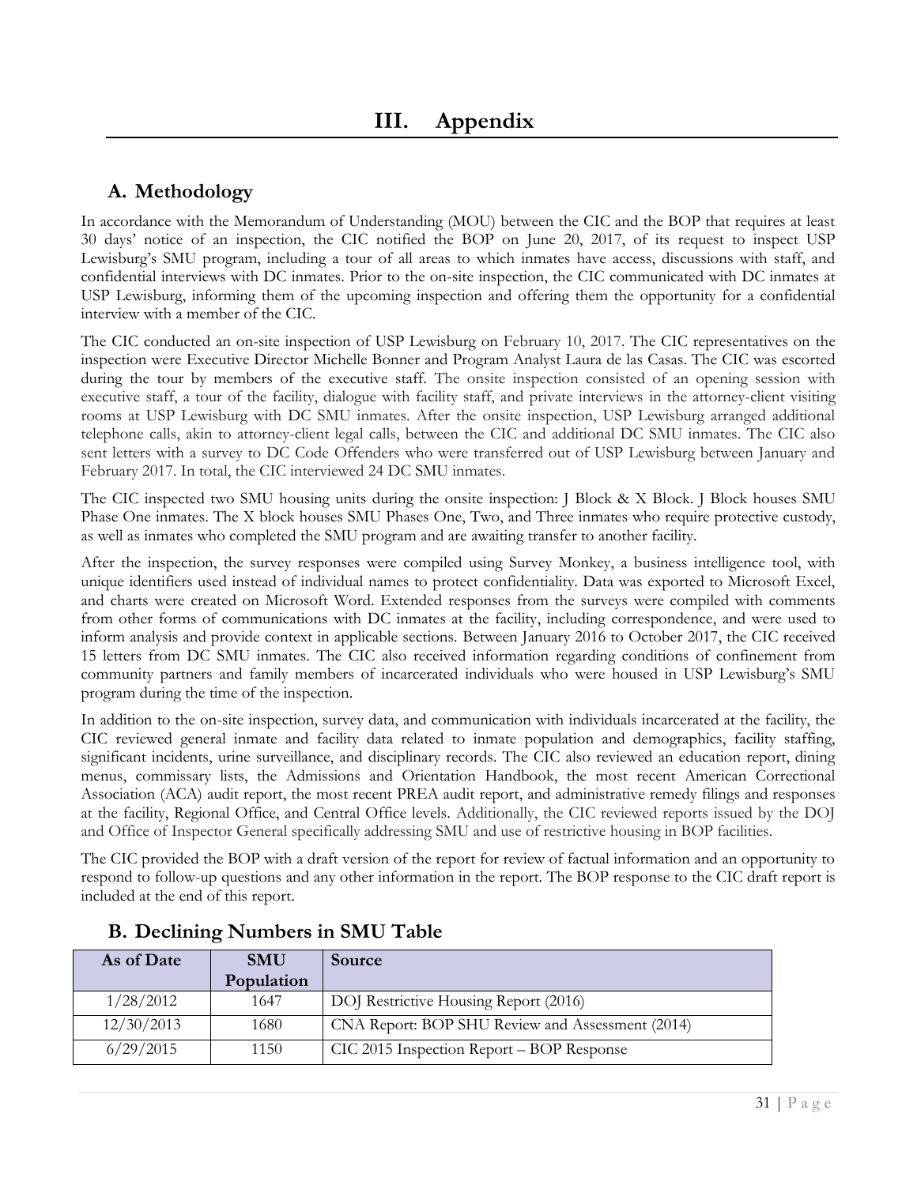# III. Appendix

## A. Methodology

In accordance with the Memorandum of Understanding (MOU) between the CIC and the BOP that requires at least 30 days' notice of an inspection, the CIC notified the BOP on June 20, 2017, of its request to inspect USP Lewisburg's SMU program, including a tour of all areas to which inmates have access, discussions with staff, and confidential interviews with DC inmates. Prior to the on-site inspection, the CIC communicated with DC inmates at USP Lewisburg, informing them of the upcoming inspection and offering them the opportunity for a confidential interview with a member of the CIC.

The CIC conducted an on-site inspection of USP Lewisburg on February 10, 2017. The CIC representatives on the inspection were Executive Director Michelle Bonner and Program Analyst Laura de las Casas. The CIC was escorted during the tour by members of the executive staff. The onsite inspection consisted of an opening session with executive staff, a tour of the facility, dialogue with facility staff, and private interviews in the attorney-client visiting rooms at USP Lewisburg with DC SMU inmates. After the onsite inspection, USP Lewisburg arranged additional telephone calls, akin to attorney-client legal calls, between the CIC and additional DC SMU inmates. The CIC also sent letters with a survey to DC Code Offenders who were transferred out of USP Lewisburg between January and February 2017. In total, the CIC interviewed 24 DC SMU inmates.

The CIC inspected two SMU housing units during the onsite inspection: J Block & X Block. J Block houses SMU Phase One inmates. The X block houses SMU Phases One, Two, and Three inmates who require protective custody, as well as inmates who completed the SMU program and are awaiting transfer to another facility.

After the inspection, the survey responses were compiled using Survey Monkey, a business intelligence tool, with unique identifiers used instead of individual names to protect confidentiality. Data was exported to Microsoft Excel, and charts were created on Microsoft Word. Extended responses from the surveys were compiled with comments from other forms of communications with DC inmates at the facility, including correspondence, and were used to inform analysis and provide context in applicable sections. Between January 2016 to October 2017, the CIC received 15 letters from DC SMU inmates. The CIC also received information regarding conditions of confinement from community partners and family members of incarcerated individuals who were housed in USP Lewisburg's SMU program during the time of the inspection.

In addition to the on-site inspection, survey data, and communication with individuals incarcerated at the facility, the CIC reviewed general inmate and facility data related to inmate population and demographics, facility staffing, significant incidents, urine surveillance, and disciplinary records. The CIC also reviewed an education report, dining menus, commissary lists, the Admissions and Orientation Handbook, the most recent American Correctional Association (ACA) audit report, the most recent PREA audit report, and administrative remedy filings and responses at the facility, Regional Office, and Central Office levels. Additionally, the CIC reviewed reports issued by the DOJ and Office of Inspector General specifically addressing SMU and use of restrictive housing in BOP facilities.

The CIC provided the BOP with a draft version of the report for review of factual information and an opportunity to respond to follow-up questions and any other information in the report. The BOP response to the CIC draft report is included at the end of this report.

## B. Declining Numbers in SMU Table

| As of Date | SMU Population | Source |
|---|---|---|
| 1/28/2012 | 1647 | DOJ Restrictive Housing Report (2016) |
| 12/30/2013 | 1680 | CNA Report: BOP SHU Review and Assessment (2014) |
| 6/29/2015 | 1150 | CIC 2015 Inspection Report – BOP Response |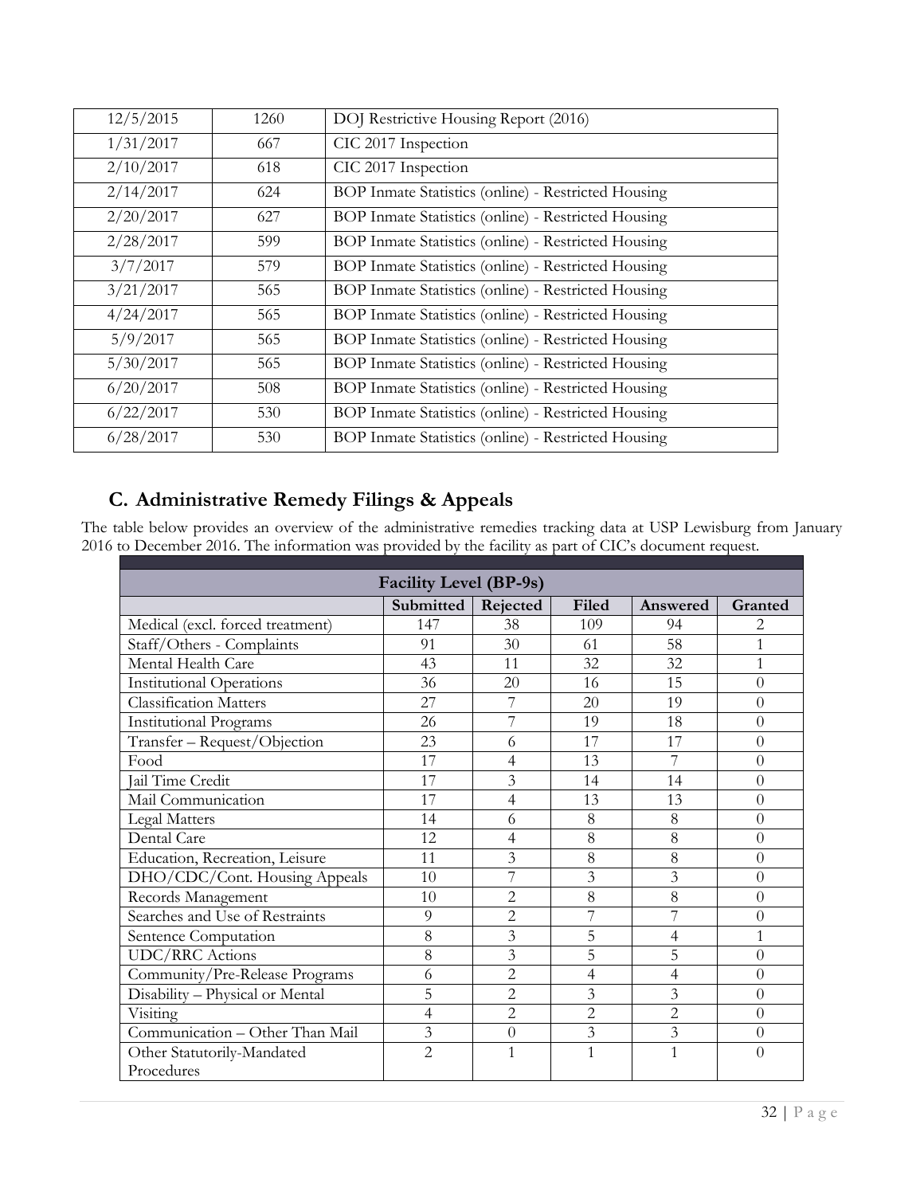| 12/5/2015 | 1260 | DOJ Restrictive Housing Report (2016) |
|---|---|---|
| 1/31/2017 | 667 | CIC 2017 Inspection |
| 2/10/2017 | 618 | CIC 2017 Inspection |
| 2/14/2017 | 624 | BOP Inmate Statistics (online) - Restricted Housing |
| 2/20/2017 | 627 | BOP Inmate Statistics (online) - Restricted Housing |
| 2/28/2017 | 599 | BOP Inmate Statistics (online) - Restricted Housing |
| 3/7/2017 | 579 | BOP Inmate Statistics (online) - Restricted Housing |
| 3/21/2017 | 565 | BOP Inmate Statistics (online) - Restricted Housing |
| 4/24/2017 | 565 | BOP Inmate Statistics (online) - Restricted Housing |
| 5/9/2017 | 565 | BOP Inmate Statistics (online) - Restricted Housing |
| 5/30/2017 | 565 | BOP Inmate Statistics (online) - Restricted Housing |
| 6/20/2017 | 508 | BOP Inmate Statistics (online) - Restricted Housing |
| 6/22/2017 | 530 | BOP Inmate Statistics (online) - Restricted Housing |
| 6/28/2017 | 530 | BOP Inmate Statistics (online) - Restricted Housing |

## C. Administrative Remedy Filings & Appeals

The table below provides an overview of the administrative remedies tracking data at USP Lewisburg from January 2016 to December 2016. The information was provided by the facility as part of CIC's document request.

| Facility Level (BP-9s) | | | | | |
|---|---|---|---|---|---|
| | **Submitted** | **Rejected** | **Filed** | **Answered** | **Granted** |
| Medical (excl. forced treatment) | 147 | 38 | 109 | 94 | 2 |
| Staff/Others - Complaints | 91 | 30 | 61 | 58 | 1 |
| Mental Health Care | 43 | 11 | 32 | 32 | 1 |
| Institutional Operations | 36 | 20 | 16 | 15 | 0 |
| Classification Matters | 27 | 7 | 20 | 19 | 0 |
| Institutional Programs | 26 | 7 | 19 | 18 | 0 |
| Transfer – Request/Objection | 23 | 6 | 17 | 17 | 0 |
| Food | 17 | 4 | 13 | 7 | 0 |
| Jail Time Credit | 17 | 3 | 14 | 14 | 0 |
| Mail Communication | 17 | 4 | 13 | 13 | 0 |
| Legal Matters | 14 | 6 | 8 | 8 | 0 |
| Dental Care | 12 | 4 | 8 | 8 | 0 |
| Education, Recreation, Leisure | 11 | 3 | 8 | 8 | 0 |
| DHO/CDC/Cont. Housing Appeals | 10 | 7 | 3 | 3 | 0 |
| Records Management | 10 | 2 | 8 | 8 | 0 |
| Searches and Use of Restraints | 9 | 2 | 7 | 7 | 0 |
| Sentence Computation | 8 | 3 | 5 | 4 | 1 |
| UDC/RRC Actions | 8 | 3 | 5 | 5 | 0 |
| Community/Pre-Release Programs | 6 | 2 | 4 | 4 | 0 |
| Disability – Physical or Mental | 5 | 2 | 3 | 3 | 0 |
| Visiting | 4 | 2 | 2 | 2 | 0 |
| Communication – Other Than Mail | 3 | 0 | 3 | 3 | 0 |
| Other Statutorily-Mandated Procedures | 2 | 1 | 1 | 1 | 0 |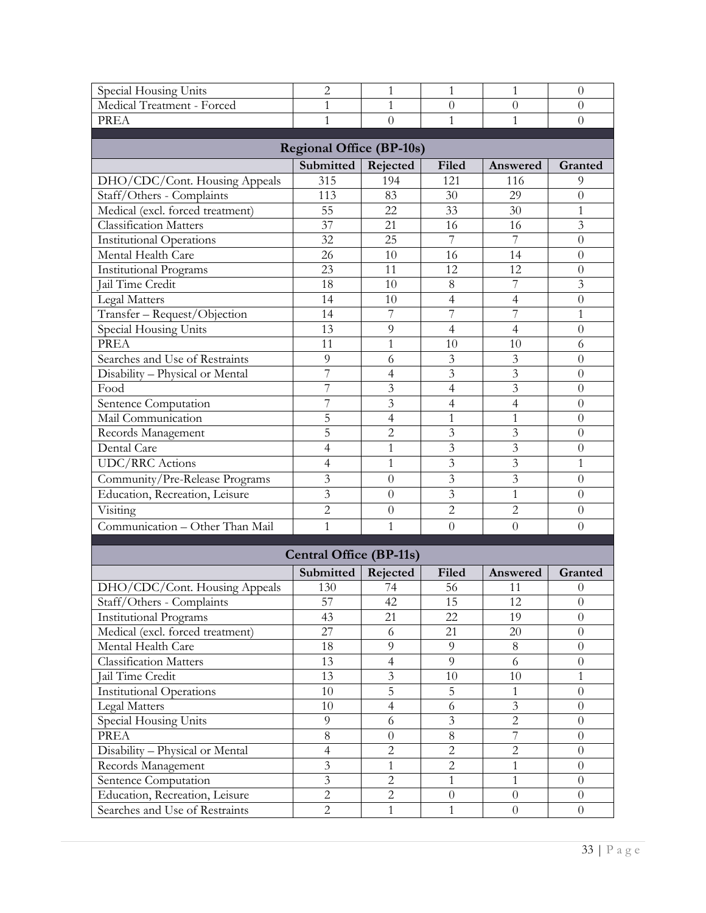| | | | | | |
|---|---|---|---|---|---|
| Special Housing Units | 2 | 1 | 1 | 1 | 0 |
| Medical Treatment - Forced | 1 | 1 | 0 | 0 | 0 |
| PREA | 1 | 0 | 1 | 1 | 0 |

**Regional Office (BP-10s)**

| | Submitted | Rejected | Filed | Answered | Granted |
|---|---|---|---|---|---|
| DHO/CDC/Cont. Housing Appeals | 315 | 194 | 121 | 116 | 9 |
| Staff/Others - Complaints | 113 | 83 | 30 | 29 | 0 |
| Medical (excl. forced treatment) | 55 | 22 | 33 | 30 | 1 |
| Classification Matters | 37 | 21 | 16 | 16 | 3 |
| Institutional Operations | 32 | 25 | 7 | 7 | 0 |
| Mental Health Care | 26 | 10 | 16 | 14 | 0 |
| Institutional Programs | 23 | 11 | 12 | 12 | 0 |
| Jail Time Credit | 18 | 10 | 8 | 7 | 3 |
| Legal Matters | 14 | 10 | 4 | 4 | 0 |
| Transfer – Request/Objection | 14 | 7 | 7 | 7 | 1 |
| Special Housing Units | 13 | 9 | 4 | 4 | 0 |
| PREA | 11 | 1 | 10 | 10 | 6 |
| Searches and Use of Restraints | 9 | 6 | 3 | 3 | 0 |
| Disability – Physical or Mental | 7 | 4 | 3 | 3 | 0 |
| Food | 7 | 3 | 4 | 3 | 0 |
| Sentence Computation | 7 | 3 | 4 | 4 | 0 |
| Mail Communication | 5 | 4 | 1 | 1 | 0 |
| Records Management | 5 | 2 | 3 | 3 | 0 |
| Dental Care | 4 | 1 | 3 | 3 | 0 |
| UDC/RRC Actions | 4 | 1 | 3 | 3 | 1 |
| Community/Pre-Release Programs | 3 | 0 | 3 | 3 | 0 |
| Education, Recreation, Leisure | 3 | 0 | 3 | 1 | 0 |
| Visiting | 2 | 0 | 2 | 2 | 0 |
| Communication – Other Than Mail | 1 | 1 | 0 | 0 | 0 |

**Central Office (BP-11s)**

| | Submitted | Rejected | Filed | Answered | Granted |
|---|---|---|---|---|---|
| DHO/CDC/Cont. Housing Appeals | 130 | 74 | 56 | 11 | 0 |
| Staff/Others - Complaints | 57 | 42 | 15 | 12 | 0 |
| Institutional Programs | 43 | 21 | 22 | 19 | 0 |
| Medical (excl. forced treatment) | 27 | 6 | 21 | 20 | 0 |
| Mental Health Care | 18 | 9 | 9 | 8 | 0 |
| Classification Matters | 13 | 4 | 9 | 6 | 0 |
| Jail Time Credit | 13 | 3 | 10 | 10 | 1 |
| Institutional Operations | 10 | 5 | 5 | 1 | 0 |
| Legal Matters | 10 | 4 | 6 | 3 | 0 |
| Special Housing Units | 9 | 6 | 3 | 2 | 0 |
| PREA | 8 | 0 | 8 | 7 | 0 |
| Disability – Physical or Mental | 4 | 2 | 2 | 2 | 0 |
| Records Management | 3 | 1 | 2 | 1 | 0 |
| Sentence Computation | 3 | 2 | 1 | 1 | 0 |
| Education, Recreation, Leisure | 2 | 2 | 0 | 0 | 0 |
| Searches and Use of Restraints | 2 | 1 | 1 | 0 | 0 |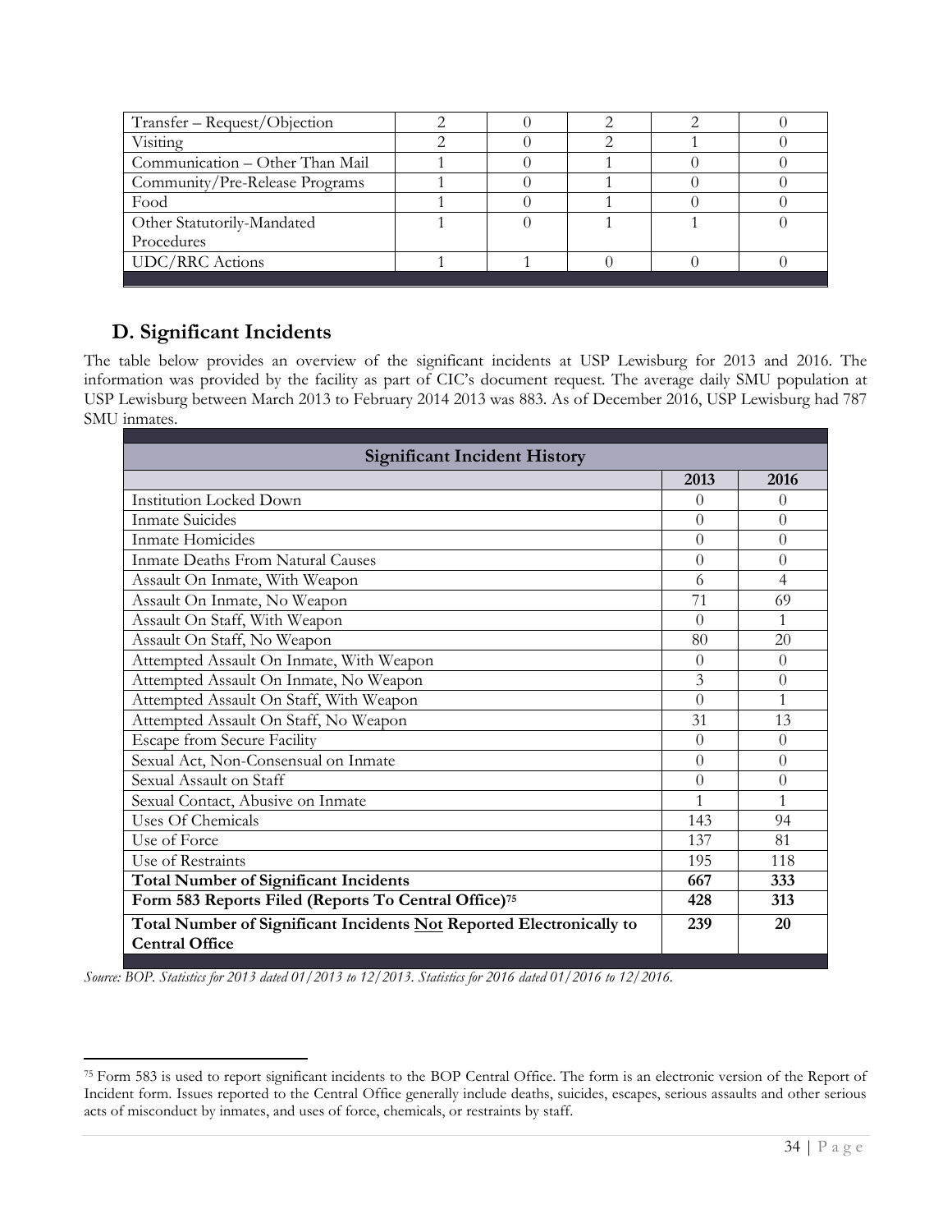| Transfer – Request/Objection | 2 | 0 | 2 | 2 | 0 |
|---|---|---|---|---|---|
| Visiting | 2 | 0 | 2 | 1 | 0 |
| Communication – Other Than Mail | 1 | 0 | 1 | 0 | 0 |
| Community/Pre-Release Programs | 1 | 0 | 1 | 0 | 0 |
| Food | 1 | 0 | 1 | 0 | 0 |
| Other Statutorily-Mandated Procedures | 1 | 0 | 1 | 1 | 0 |
| UDC/RRC Actions | 1 | 1 | 0 | 0 | 0 |

## D. Significant Incidents

The table below provides an overview of the significant incidents at USP Lewisburg for 2013 and 2016. The information was provided by the facility as part of CIC's document request. The average daily SMU population at USP Lewisburg between March 2013 to February 2014 2013 was 883. As of December 2016, USP Lewisburg had 787 SMU inmates.

| Significant Incident History | | |
|---|---|---|
| | **2013** | **2016** |
| Institution Locked Down | 0 | 0 |
| Inmate Suicides | 0 | 0 |
| Inmate Homicides | 0 | 0 |
| Inmate Deaths From Natural Causes | 0 | 0 |
| Assault On Inmate, With Weapon | 6 | 4 |
| Assault On Inmate, No Weapon | 71 | 69 |
| Assault On Staff, With Weapon | 0 | 1 |
| Assault On Staff, No Weapon | 80 | 20 |
| Attempted Assault On Inmate, With Weapon | 0 | 0 |
| Attempted Assault On Inmate, No Weapon | 3 | 0 |
| Attempted Assault On Staff, With Weapon | 0 | 1 |
| Attempted Assault On Staff, No Weapon | 31 | 13 |
| Escape from Secure Facility | 0 | 0 |
| Sexual Act, Non-Consensual on Inmate | 0 | 0 |
| Sexual Assault on Staff | 0 | 0 |
| Sexual Contact, Abusive on Inmate | 1 | 1 |
| Uses Of Chemicals | 143 | 94 |
| Use of Force | 137 | 81 |
| Use of Restraints | 195 | 118 |
| **Total Number of Significant Incidents** | **667** | **333** |
| **Form 583 Reports Filed (Reports To Central Office)[75]** | **428** | **313** |
| **Total Number of Significant Incidents Not Reported Electronically to Central Office** | **239** | **20** |

*Source: BOP. Statistics for 2013 dated 01/2013 to 12/2013. Statistics for 2016 dated 01/2016 to 12/2016.*

[75] Form 583 is used to report significant incidents to the BOP Central Office. The form is an electronic version of the Report of Incident form. Issues reported to the Central Office generally include deaths, suicides, escapes, serious assaults and other serious acts of misconduct by inmates, and uses of force, chemicals, or restraints by staff.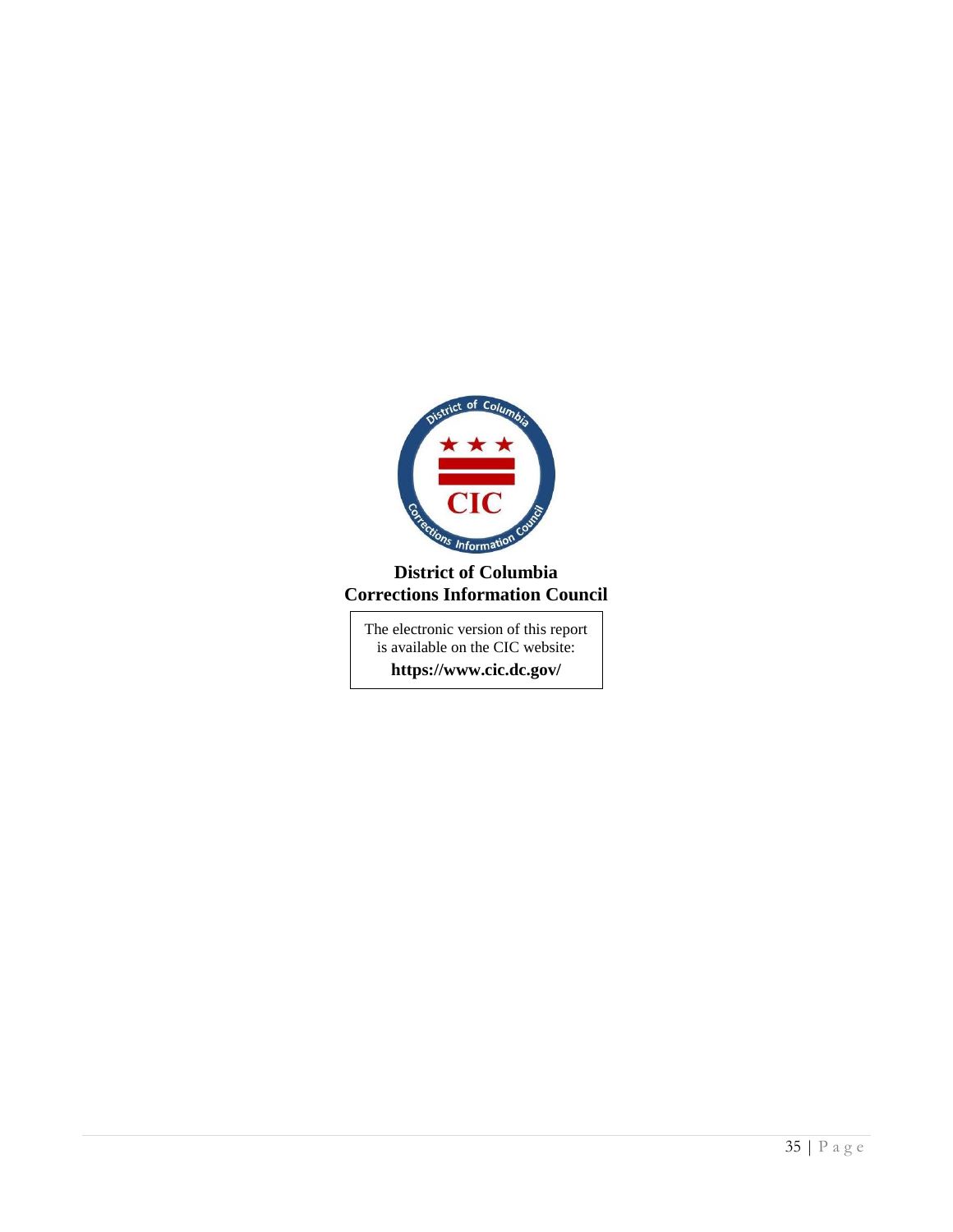**District of Columbia**
**Corrections Information Council**

The electronic version of this report is available on the CIC website:
**https://www.cic.dc.gov/**